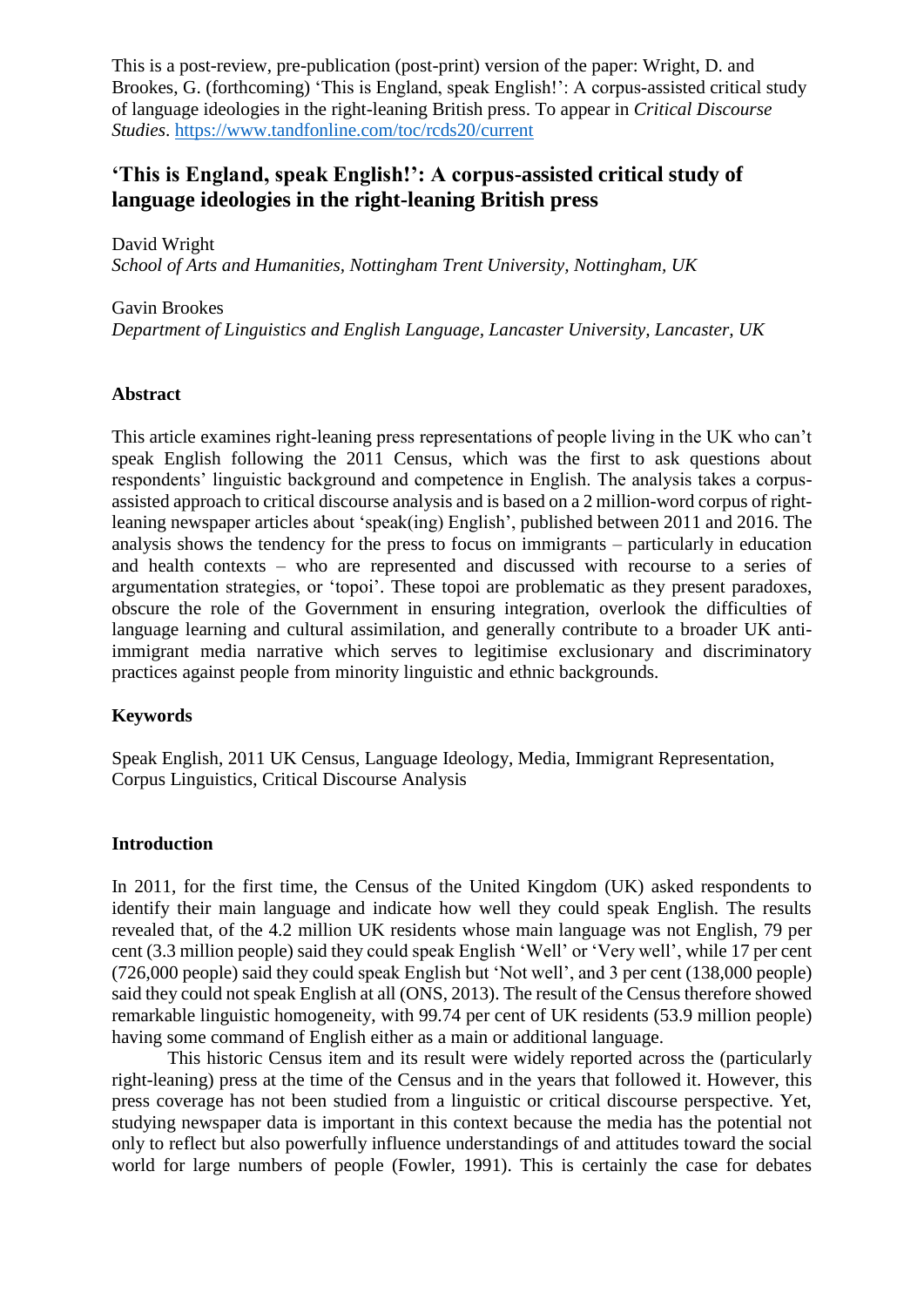This is a post-review, pre-publication (post-print) version of the paper: Wright, D. and Brookes, G. (forthcoming) 'This is England, speak English!': A corpus-assisted critical study of language ideologies in the right-leaning British press. To appear in *Critical Discourse Studies*. https://www.tandfonline.com/toc/rcds20/current

# 'This is England, speak English!': A corpus-assisted critical study of language ideologies in the right-leaning British press

David Wright
*School of Arts and Humanities, Nottingham Trent University, Nottingham, UK*

Gavin Brookes
*Department of Linguistics and English Language, Lancaster University, Lancaster, UK*

## Abstract

This article examines right-leaning press representations of people living in the UK who can't speak English following the 2011 Census, which was the first to ask questions about respondents' linguistic background and competence in English. The analysis takes a corpus-assisted approach to critical discourse analysis and is based on a 2 million-word corpus of right-leaning newspaper articles about 'speak(ing) English', published between 2011 and 2016. The analysis shows the tendency for the press to focus on immigrants – particularly in education and health contexts – who are represented and discussed with recourse to a series of argumentation strategies, or 'topoi'. These topoi are problematic as they present paradoxes, obscure the role of the Government in ensuring integration, overlook the difficulties of language learning and cultural assimilation, and generally contribute to a broader UK anti-immigrant media narrative which serves to legitimise exclusionary and discriminatory practices against people from minority linguistic and ethnic backgrounds.

## Keywords

Speak English, 2011 UK Census, Language Ideology, Media, Immigrant Representation, Corpus Linguistics, Critical Discourse Analysis

## Introduction

In 2011, for the first time, the Census of the United Kingdom (UK) asked respondents to identify their main language and indicate how well they could speak English. The results revealed that, of the 4.2 million UK residents whose main language was not English, 79 per cent (3.3 million people) said they could speak English 'Well' or 'Very well', while 17 per cent (726,000 people) said they could speak English but 'Not well', and 3 per cent (138,000 people) said they could not speak English at all (ONS, 2013). The result of the Census therefore showed remarkable linguistic homogeneity, with 99.74 per cent of UK residents (53.9 million people) having some command of English either as a main or additional language.

This historic Census item and its result were widely reported across the (particularly right-leaning) press at the time of the Census and in the years that followed it. However, this press coverage has not been studied from a linguistic or critical discourse perspective. Yet, studying newspaper data is important in this context because the media has the potential not only to reflect but also powerfully influence understandings of and attitudes toward the social world for large numbers of people (Fowler, 1991). This is certainly the case for debates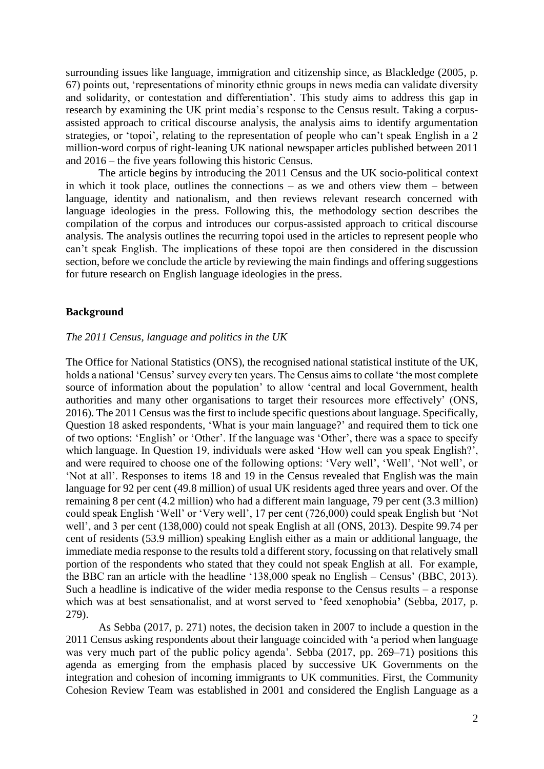surrounding issues like language, immigration and citizenship since, as Blackledge (2005, p. 67) points out, 'representations of minority ethnic groups in news media can validate diversity and solidarity, or contestation and differentiation'. This study aims to address this gap in research by examining the UK print media's response to the Census result. Taking a corpus-assisted approach to critical discourse analysis, the analysis aims to identify argumentation strategies, or 'topoi', relating to the representation of people who can't speak English in a 2 million-word corpus of right-leaning UK national newspaper articles published between 2011 and 2016 – the five years following this historic Census.

The article begins by introducing the 2011 Census and the UK socio-political context in which it took place, outlines the connections – as we and others view them – between language, identity and nationalism, and then reviews relevant research concerned with language ideologies in the press. Following this, the methodology section describes the compilation of the corpus and introduces our corpus-assisted approach to critical discourse analysis. The analysis outlines the recurring topoi used in the articles to represent people who can't speak English. The implications of these topoi are then considered in the discussion section, before we conclude the article by reviewing the main findings and offering suggestions for future research on English language ideologies in the press.

## Background

### *The 2011 Census, language and politics in the UK*

The Office for National Statistics (ONS), the recognised national statistical institute of the UK, holds a national 'Census' survey every ten years. The Census aims to collate 'the most complete source of information about the population' to allow 'central and local Government, health authorities and many other organisations to target their resources more effectively' (ONS, 2016). The 2011 Census was the first to include specific questions about language. Specifically, Question 18 asked respondents, 'What is your main language?' and required them to tick one of two options: 'English' or 'Other'. If the language was 'Other', there was a space to specify which language. In Question 19, individuals were asked 'How well can you speak English?', and were required to choose one of the following options: 'Very well', 'Well', 'Not well', or 'Not at all'. Responses to items 18 and 19 in the Census revealed that English was the main language for 92 per cent (49.8 million) of usual UK residents aged three years and over. Of the remaining 8 per cent (4.2 million) who had a different main language, 79 per cent (3.3 million) could speak English 'Well' or 'Very well', 17 per cent (726,000) could speak English but 'Not well', and 3 per cent (138,000) could not speak English at all (ONS, 2013). Despite 99.74 per cent of residents (53.9 million) speaking English either as a main or additional language, the immediate media response to the results told a different story, focussing on that relatively small portion of the respondents who stated that they could not speak English at all. For example, the BBC ran an article with the headline '138,000 speak no English – Census' (BBC, 2013). Such a headline is indicative of the wider media response to the Census results – a response which was at best sensationalist, and at worst served to 'feed xenophobia' (Sebba, 2017, p. 279).

As Sebba (2017, p. 271) notes, the decision taken in 2007 to include a question in the 2011 Census asking respondents about their language coincided with 'a period when language was very much part of the public policy agenda'. Sebba (2017, pp. 269–71) positions this agenda as emerging from the emphasis placed by successive UK Governments on the integration and cohesion of incoming immigrants to UK communities. First, the Community Cohesion Review Team was established in 2001 and considered the English Language as a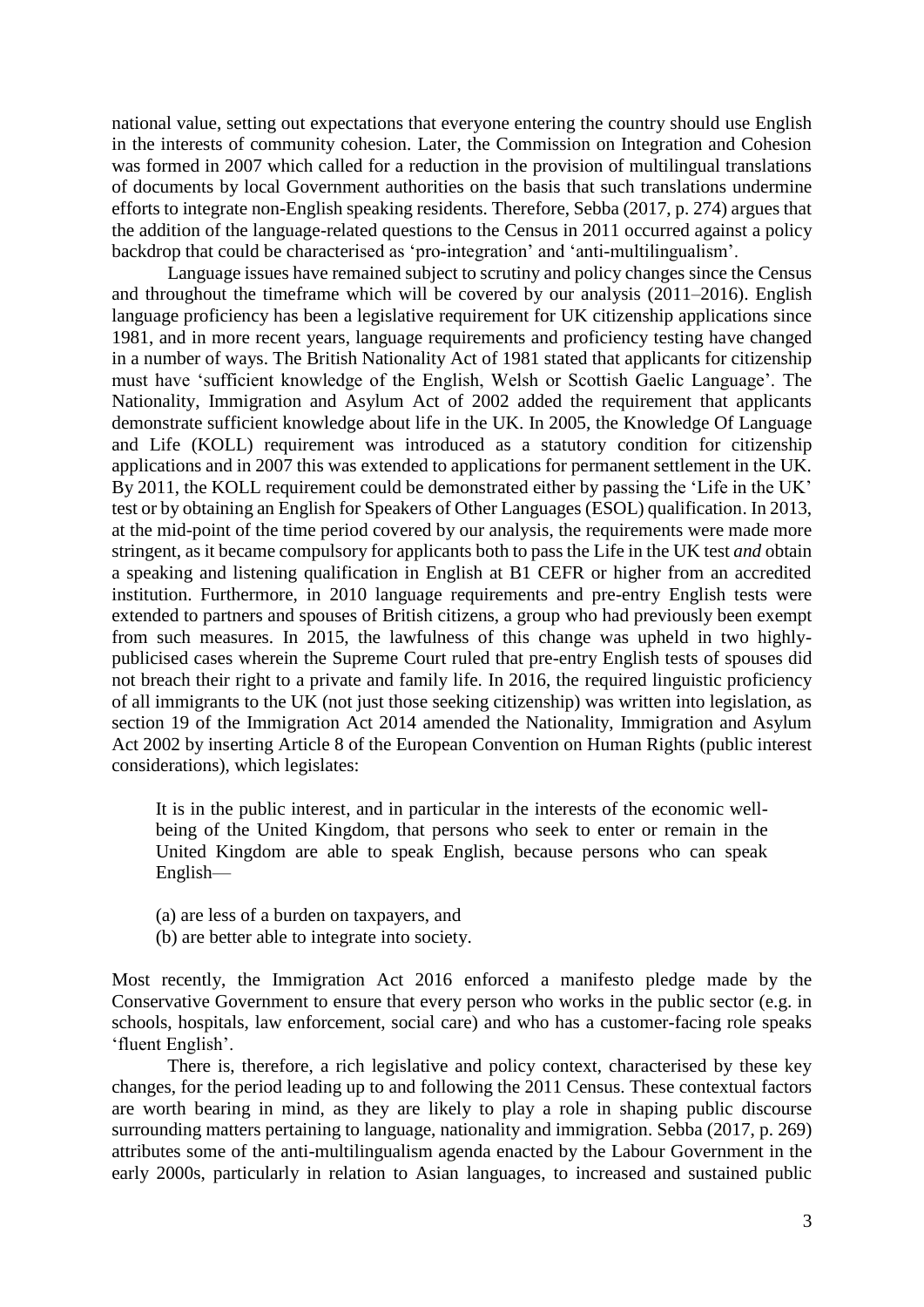national value, setting out expectations that everyone entering the country should use English in the interests of community cohesion. Later, the Commission on Integration and Cohesion was formed in 2007 which called for a reduction in the provision of multilingual translations of documents by local Government authorities on the basis that such translations undermine efforts to integrate non-English speaking residents. Therefore, Sebba (2017, p. 274) argues that the addition of the language-related questions to the Census in 2011 occurred against a policy backdrop that could be characterised as 'pro-integration' and 'anti-multilingualism'.

Language issues have remained subject to scrutiny and policy changes since the Census and throughout the timeframe which will be covered by our analysis (2011–2016). English language proficiency has been a legislative requirement for UK citizenship applications since 1981, and in more recent years, language requirements and proficiency testing have changed in a number of ways. The British Nationality Act of 1981 stated that applicants for citizenship must have 'sufficient knowledge of the English, Welsh or Scottish Gaelic Language'. The Nationality, Immigration and Asylum Act of 2002 added the requirement that applicants demonstrate sufficient knowledge about life in the UK. In 2005, the Knowledge Of Language and Life (KOLL) requirement was introduced as a statutory condition for citizenship applications and in 2007 this was extended to applications for permanent settlement in the UK. By 2011, the KOLL requirement could be demonstrated either by passing the 'Life in the UK' test or by obtaining an English for Speakers of Other Languages (ESOL) qualification. In 2013, at the mid-point of the time period covered by our analysis, the requirements were made more stringent, as it became compulsory for applicants both to pass the Life in the UK test *and* obtain a speaking and listening qualification in English at B1 CEFR or higher from an accredited institution. Furthermore, in 2010 language requirements and pre-entry English tests were extended to partners and spouses of British citizens, a group who had previously been exempt from such measures. In 2015, the lawfulness of this change was upheld in two highly-publicised cases wherein the Supreme Court ruled that pre-entry English tests of spouses did not breach their right to a private and family life. In 2016, the required linguistic proficiency of all immigrants to the UK (not just those seeking citizenship) was written into legislation, as section 19 of the Immigration Act 2014 amended the Nationality, Immigration and Asylum Act 2002 by inserting Article 8 of the European Convention on Human Rights (public interest considerations), which legislates:

> It is in the public interest, and in particular in the interests of the economic well-being of the United Kingdom, that persons who seek to enter or remain in the United Kingdom are able to speak English, because persons who can speak English—
>
> (a) are less of a burden on taxpayers, and
> (b) are better able to integrate into society.

Most recently, the Immigration Act 2016 enforced a manifesto pledge made by the Conservative Government to ensure that every person who works in the public sector (e.g. in schools, hospitals, law enforcement, social care) and who has a customer-facing role speaks 'fluent English'.

There is, therefore, a rich legislative and policy context, characterised by these key changes, for the period leading up to and following the 2011 Census. These contextual factors are worth bearing in mind, as they are likely to play a role in shaping public discourse surrounding matters pertaining to language, nationality and immigration. Sebba (2017, p. 269) attributes some of the anti-multilingualism agenda enacted by the Labour Government in the early 2000s, particularly in relation to Asian languages, to increased and sustained public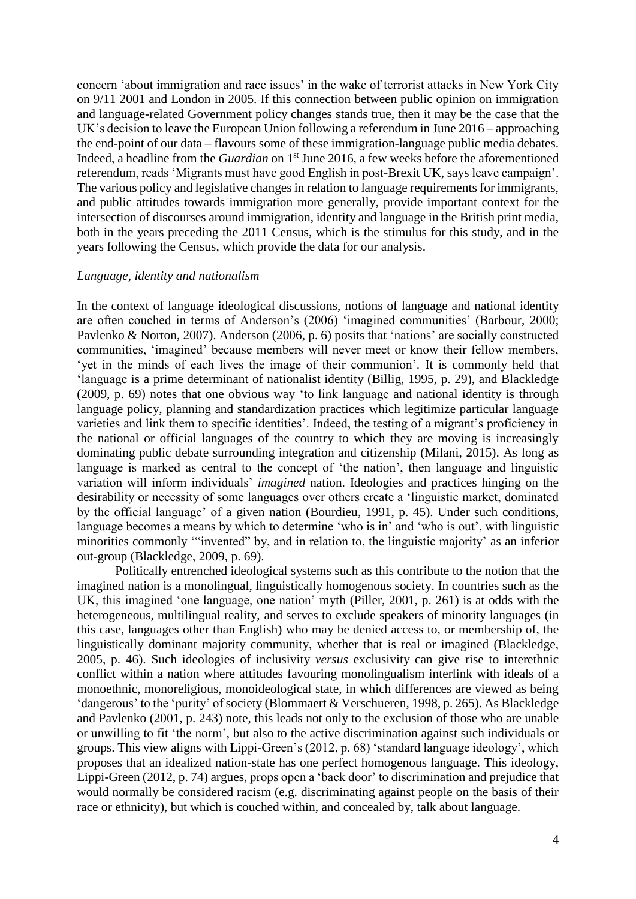concern 'about immigration and race issues' in the wake of terrorist attacks in New York City on 9/11 2001 and London in 2005. If this connection between public opinion on immigration and language-related Government policy changes stands true, then it may be the case that the UK's decision to leave the European Union following a referendum in June 2016 – approaching the end-point of our data – flavours some of these immigration-language public media debates. Indeed, a headline from the *Guardian* on 1st June 2016, a few weeks before the aforementioned referendum, reads 'Migrants must have good English in post-Brexit UK, says leave campaign'. The various policy and legislative changes in relation to language requirements for immigrants, and public attitudes towards immigration more generally, provide important context for the intersection of discourses around immigration, identity and language in the British print media, both in the years preceding the 2011 Census, which is the stimulus for this study, and in the years following the Census, which provide the data for our analysis.

### *Language, identity and nationalism*

In the context of language ideological discussions, notions of language and national identity are often couched in terms of Anderson's (2006) 'imagined communities' (Barbour, 2000; Pavlenko & Norton, 2007). Anderson (2006, p. 6) posits that 'nations' are socially constructed communities, 'imagined' because members will never meet or know their fellow members, 'yet in the minds of each lives the image of their communion'. It is commonly held that 'language is a prime determinant of nationalist identity (Billig, 1995, p. 29), and Blackledge (2009, p. 69) notes that one obvious way 'to link language and national identity is through language policy, planning and standardization practices which legitimize particular language varieties and link them to specific identities'. Indeed, the testing of a migrant's proficiency in the national or official languages of the country to which they are moving is increasingly dominating public debate surrounding integration and citizenship (Milani, 2015). As long as language is marked as central to the concept of 'the nation', then language and linguistic variation will inform individuals' *imagined* nation. Ideologies and practices hinging on the desirability or necessity of some languages over others create a 'linguistic market, dominated by the official language' of a given nation (Bourdieu, 1991, p. 45). Under such conditions, language becomes a means by which to determine 'who is in' and 'who is out', with linguistic minorities commonly '"invented" by, and in relation to, the linguistic majority' as an inferior out-group (Blackledge, 2009, p. 69).

Politically entrenched ideological systems such as this contribute to the notion that the imagined nation is a monolingual, linguistically homogenous society. In countries such as the UK, this imagined 'one language, one nation' myth (Piller, 2001, p. 261) is at odds with the heterogeneous, multilingual reality, and serves to exclude speakers of minority languages (in this case, languages other than English) who may be denied access to, or membership of, the linguistically dominant majority community, whether that is real or imagined (Blackledge, 2005, p. 46). Such ideologies of inclusivity *versus* exclusivity can give rise to interethnic conflict within a nation where attitudes favouring monolingualism interlink with ideals of a monoethnic, monoreligious, monoideological state, in which differences are viewed as being 'dangerous' to the 'purity' of society (Blommaert & Verschueren, 1998, p. 265). As Blackledge and Pavlenko (2001, p. 243) note, this leads not only to the exclusion of those who are unable or unwilling to fit 'the norm', but also to the active discrimination against such individuals or groups. This view aligns with Lippi-Green's (2012, p. 68) 'standard language ideology', which proposes that an idealized nation-state has one perfect homogenous language. This ideology, Lippi-Green (2012, p. 74) argues, props open a 'back door' to discrimination and prejudice that would normally be considered racism (e.g. discriminating against people on the basis of their race or ethnicity), but which is couched within, and concealed by, talk about language.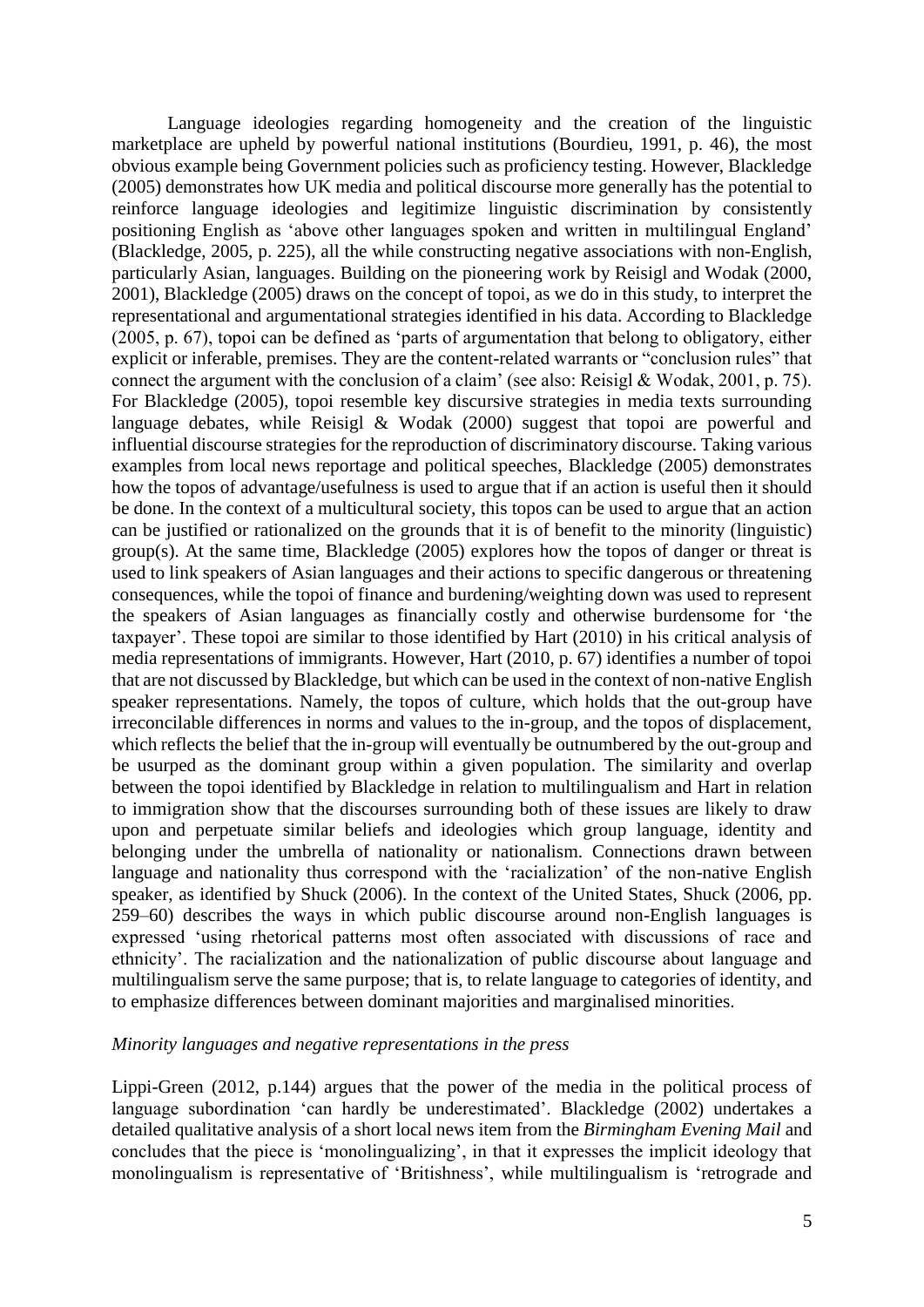Language ideologies regarding homogeneity and the creation of the linguistic marketplace are upheld by powerful national institutions (Bourdieu, 1991, p. 46), the most obvious example being Government policies such as proficiency testing. However, Blackledge (2005) demonstrates how UK media and political discourse more generally has the potential to reinforce language ideologies and legitimize linguistic discrimination by consistently positioning English as 'above other languages spoken and written in multilingual England' (Blackledge, 2005, p. 225), all the while constructing negative associations with non-English, particularly Asian, languages. Building on the pioneering work by Reisigl and Wodak (2000, 2001), Blackledge (2005) draws on the concept of topoi, as we do in this study, to interpret the representational and argumentational strategies identified in his data. According to Blackledge (2005, p. 67), topoi can be defined as 'parts of argumentation that belong to obligatory, either explicit or inferable, premises. They are the content-related warrants or "conclusion rules" that connect the argument with the conclusion of a claim' (see also: Reisigl & Wodak, 2001, p. 75). For Blackledge (2005), topoi resemble key discursive strategies in media texts surrounding language debates, while Reisigl & Wodak (2000) suggest that topoi are powerful and influential discourse strategies for the reproduction of discriminatory discourse. Taking various examples from local news reportage and political speeches, Blackledge (2005) demonstrates how the topos of advantage/usefulness is used to argue that if an action is useful then it should be done. In the context of a multicultural society, this topos can be used to argue that an action can be justified or rationalized on the grounds that it is of benefit to the minority (linguistic) group(s). At the same time, Blackledge (2005) explores how the topos of danger or threat is used to link speakers of Asian languages and their actions to specific dangerous or threatening consequences, while the topoi of finance and burdening/weighting down was used to represent the speakers of Asian languages as financially costly and otherwise burdensome for 'the taxpayer'. These topoi are similar to those identified by Hart (2010) in his critical analysis of media representations of immigrants. However, Hart (2010, p. 67) identifies a number of topoi that are not discussed by Blackledge, but which can be used in the context of non-native English speaker representations. Namely, the topos of culture, which holds that the out-group have irreconcilable differences in norms and values to the in-group, and the topos of displacement, which reflects the belief that the in-group will eventually be outnumbered by the out-group and be usurped as the dominant group within a given population. The similarity and overlap between the topoi identified by Blackledge in relation to multilingualism and Hart in relation to immigration show that the discourses surrounding both of these issues are likely to draw upon and perpetuate similar beliefs and ideologies which group language, identity and belonging under the umbrella of nationality or nationalism. Connections drawn between language and nationality thus correspond with the 'racialization' of the non-native English speaker, as identified by Shuck (2006). In the context of the United States, Shuck (2006, pp. 259–60) describes the ways in which public discourse around non-English languages is expressed 'using rhetorical patterns most often associated with discussions of race and ethnicity'. The racialization and the nationalization of public discourse about language and multilingualism serve the same purpose; that is, to relate language to categories of identity, and to emphasize differences between dominant majorities and marginalised minorities.

*Minority languages and negative representations in the press*

Lippi-Green (2012, p.144) argues that the power of the media in the political process of language subordination 'can hardly be underestimated'. Blackledge (2002) undertakes a detailed qualitative analysis of a short local news item from the *Birmingham Evening Mail* and concludes that the piece is 'monolingualizing', in that it expresses the implicit ideology that monolingualism is representative of 'Britishness', while multilingualism is 'retrograde and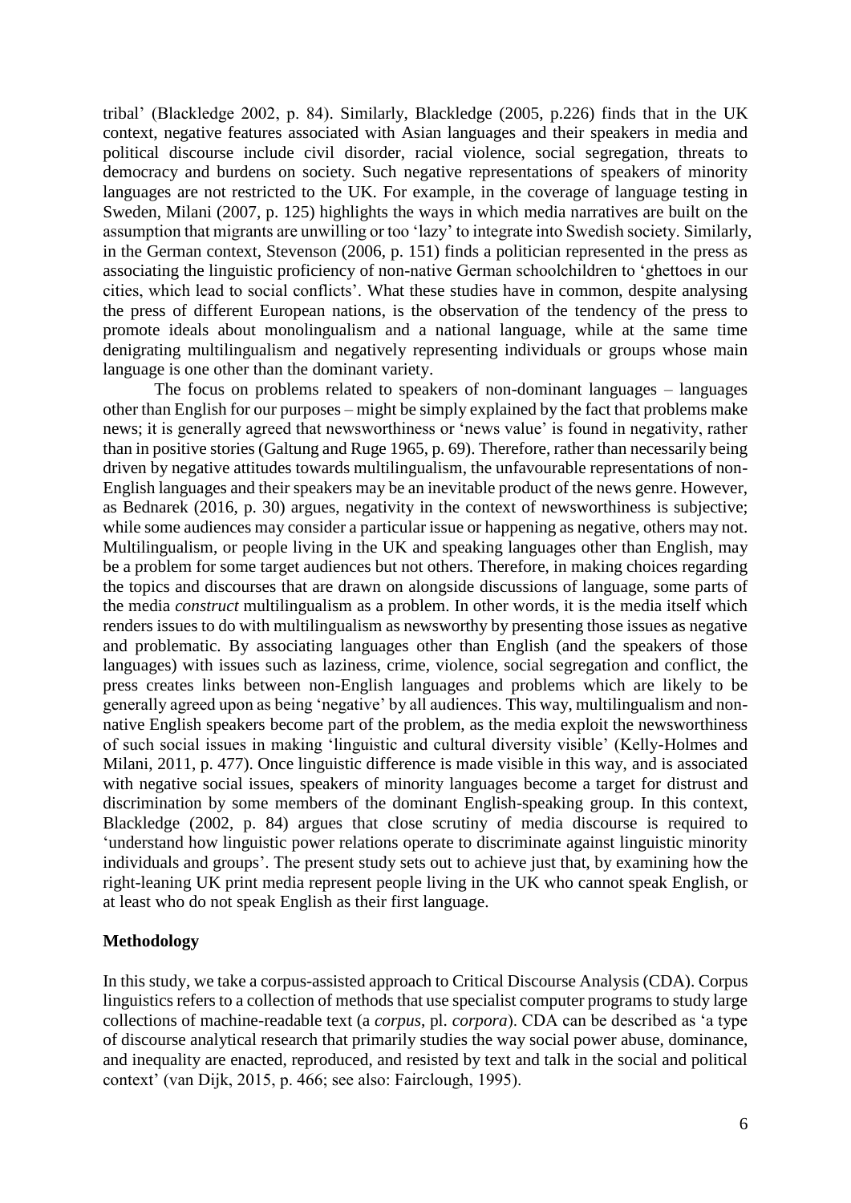tribal' (Blackledge 2002, p. 84). Similarly, Blackledge (2005, p.226) finds that in the UK context, negative features associated with Asian languages and their speakers in media and political discourse include civil disorder, racial violence, social segregation, threats to democracy and burdens on society. Such negative representations of speakers of minority languages are not restricted to the UK. For example, in the coverage of language testing in Sweden, Milani (2007, p. 125) highlights the ways in which media narratives are built on the assumption that migrants are unwilling or too 'lazy' to integrate into Swedish society. Similarly, in the German context, Stevenson (2006, p. 151) finds a politician represented in the press as associating the linguistic proficiency of non-native German schoolchildren to 'ghettoes in our cities, which lead to social conflicts'. What these studies have in common, despite analysing the press of different European nations, is the observation of the tendency of the press to promote ideals about monolingualism and a national language, while at the same time denigrating multilingualism and negatively representing individuals or groups whose main language is one other than the dominant variety.

The focus on problems related to speakers of non-dominant languages – languages other than English for our purposes – might be simply explained by the fact that problems make news; it is generally agreed that newsworthiness or 'news value' is found in negativity, rather than in positive stories (Galtung and Ruge 1965, p. 69). Therefore, rather than necessarily being driven by negative attitudes towards multilingualism, the unfavourable representations of non-English languages and their speakers may be an inevitable product of the news genre. However, as Bednarek (2016, p. 30) argues, negativity in the context of newsworthiness is subjective; while some audiences may consider a particular issue or happening as negative, others may not. Multilingualism, or people living in the UK and speaking languages other than English, may be a problem for some target audiences but not others. Therefore, in making choices regarding the topics and discourses that are drawn on alongside discussions of language, some parts of the media *construct* multilingualism as a problem. In other words, it is the media itself which renders issues to do with multilingualism as newsworthy by presenting those issues as negative and problematic. By associating languages other than English (and the speakers of those languages) with issues such as laziness, crime, violence, social segregation and conflict, the press creates links between non-English languages and problems which are likely to be generally agreed upon as being 'negative' by all audiences. This way, multilingualism and non-native English speakers become part of the problem, as the media exploit the newsworthiness of such social issues in making 'linguistic and cultural diversity visible' (Kelly-Holmes and Milani, 2011, p. 477). Once linguistic difference is made visible in this way, and is associated with negative social issues, speakers of minority languages become a target for distrust and discrimination by some members of the dominant English-speaking group. In this context, Blackledge (2002, p. 84) argues that close scrutiny of media discourse is required to 'understand how linguistic power relations operate to discriminate against linguistic minority individuals and groups'. The present study sets out to achieve just that, by examining how the right-leaning UK print media represent people living in the UK who cannot speak English, or at least who do not speak English as their first language.

## Methodology

In this study, we take a corpus-assisted approach to Critical Discourse Analysis (CDA). Corpus linguistics refers to a collection of methods that use specialist computer programs to study large collections of machine-readable text (a *corpus*, pl. *corpora*). CDA can be described as 'a type of discourse analytical research that primarily studies the way social power abuse, dominance, and inequality are enacted, reproduced, and resisted by text and talk in the social and political context' (van Dijk, 2015, p. 466; see also: Fairclough, 1995).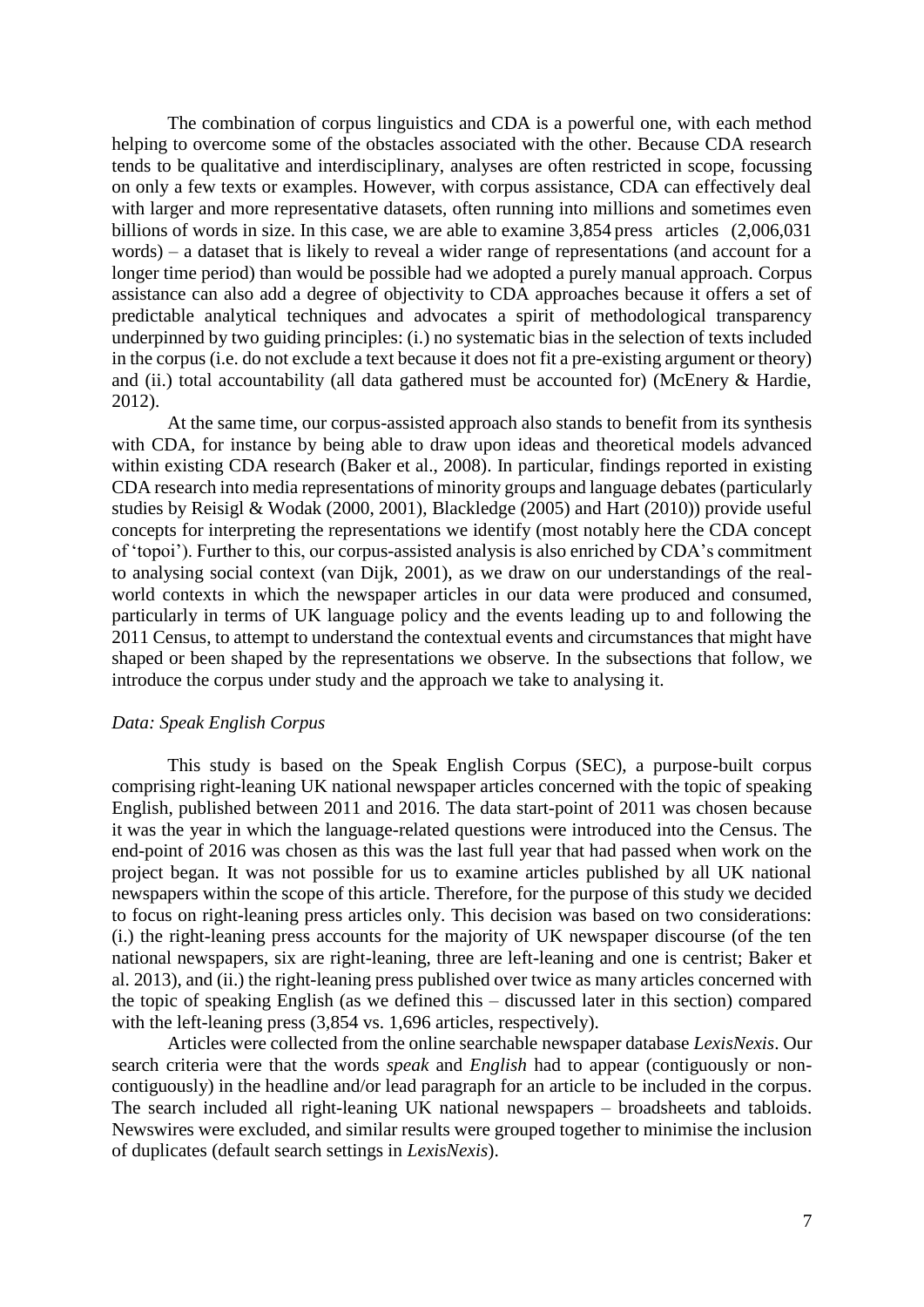The combination of corpus linguistics and CDA is a powerful one, with each method helping to overcome some of the obstacles associated with the other. Because CDA research tends to be qualitative and interdisciplinary, analyses are often restricted in scope, focussing on only a few texts or examples. However, with corpus assistance, CDA can effectively deal with larger and more representative datasets, often running into millions and sometimes even billions of words in size. In this case, we are able to examine 3,854 press articles (2,006,031 words) – a dataset that is likely to reveal a wider range of representations (and account for a longer time period) than would be possible had we adopted a purely manual approach. Corpus assistance can also add a degree of objectivity to CDA approaches because it offers a set of predictable analytical techniques and advocates a spirit of methodological transparency underpinned by two guiding principles: (i.) no systematic bias in the selection of texts included in the corpus (i.e. do not exclude a text because it does not fit a pre-existing argument or theory) and (ii.) total accountability (all data gathered must be accounted for) (McEnery & Hardie, 2012).

At the same time, our corpus-assisted approach also stands to benefit from its synthesis with CDA, for instance by being able to draw upon ideas and theoretical models advanced within existing CDA research (Baker et al., 2008). In particular, findings reported in existing CDA research into media representations of minority groups and language debates (particularly studies by Reisigl & Wodak (2000, 2001), Blackledge (2005) and Hart (2010)) provide useful concepts for interpreting the representations we identify (most notably here the CDA concept of 'topoi'). Further to this, our corpus-assisted analysis is also enriched by CDA's commitment to analysing social context (van Dijk, 2001), as we draw on our understandings of the real-world contexts in which the newspaper articles in our data were produced and consumed, particularly in terms of UK language policy and the events leading up to and following the 2011 Census, to attempt to understand the contextual events and circumstances that might have shaped or been shaped by the representations we observe. In the subsections that follow, we introduce the corpus under study and the approach we take to analysing it.

*Data: Speak English Corpus*

This study is based on the Speak English Corpus (SEC), a purpose-built corpus comprising right-leaning UK national newspaper articles concerned with the topic of speaking English, published between 2011 and 2016. The data start-point of 2011 was chosen because it was the year in which the language-related questions were introduced into the Census. The end-point of 2016 was chosen as this was the last full year that had passed when work on the project began. It was not possible for us to examine articles published by all UK national newspapers within the scope of this article. Therefore, for the purpose of this study we decided to focus on right-leaning press articles only. This decision was based on two considerations: (i.) the right-leaning press accounts for the majority of UK newspaper discourse (of the ten national newspapers, six are right-leaning, three are left-leaning and one is centrist; Baker et al. 2013), and (ii.) the right-leaning press published over twice as many articles concerned with the topic of speaking English (as we defined this – discussed later in this section) compared with the left-leaning press (3,854 vs. 1,696 articles, respectively).

Articles were collected from the online searchable newspaper database *LexisNexis*. Our search criteria were that the words *speak* and *English* had to appear (contiguously or non-contiguously) in the headline and/or lead paragraph for an article to be included in the corpus. The search included all right-leaning UK national newspapers – broadsheets and tabloids. Newswires were excluded, and similar results were grouped together to minimise the inclusion of duplicates (default search settings in *LexisNexis*).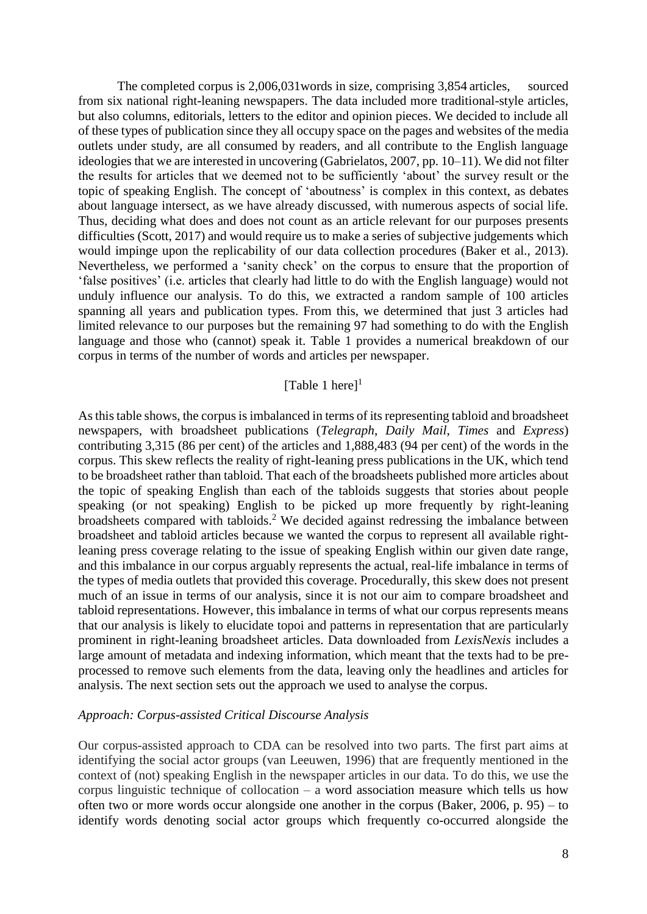The completed corpus is 2,006,031words in size, comprising 3,854 articles, sourced from six national right-leaning newspapers. The data included more traditional-style articles, but also columns, editorials, letters to the editor and opinion pieces. We decided to include all of these types of publication since they all occupy space on the pages and websites of the media outlets under study, are all consumed by readers, and all contribute to the English language ideologies that we are interested in uncovering (Gabrielatos, 2007, pp. 10–11). We did not filter the results for articles that we deemed not to be sufficiently 'about' the survey result or the topic of speaking English. The concept of 'aboutness' is complex in this context, as debates about language intersect, as we have already discussed, with numerous aspects of social life. Thus, deciding what does and does not count as an article relevant for our purposes presents difficulties (Scott, 2017) and would require us to make a series of subjective judgements which would impinge upon the replicability of our data collection procedures (Baker et al., 2013). Nevertheless, we performed a 'sanity check' on the corpus to ensure that the proportion of 'false positives' (i.e. articles that clearly had little to do with the English language) would not unduly influence our analysis. To do this, we extracted a random sample of 100 articles spanning all years and publication types. From this, we determined that just 3 articles had limited relevance to our purposes but the remaining 97 had something to do with the English language and those who (cannot) speak it. Table 1 provides a numerical breakdown of our corpus in terms of the number of words and articles per newspaper.

[Table 1 here][1]

As this table shows, the corpus is imbalanced in terms of its representing tabloid and broadsheet newspapers, with broadsheet publications (*Telegraph*, *Daily Mail*, *Times* and *Express*) contributing 3,315 (86 per cent) of the articles and 1,888,483 (94 per cent) of the words in the corpus. This skew reflects the reality of right-leaning press publications in the UK, which tend to be broadsheet rather than tabloid. That each of the broadsheets published more articles about the topic of speaking English than each of the tabloids suggests that stories about people speaking (or not speaking) English to be picked up more frequently by right-leaning broadsheets compared with tabloids.[2] We decided against redressing the imbalance between broadsheet and tabloid articles because we wanted the corpus to represent all available right-leaning press coverage relating to the issue of speaking English within our given date range, and this imbalance in our corpus arguably represents the actual, real-life imbalance in terms of the types of media outlets that provided this coverage. Procedurally, this skew does not present much of an issue in terms of our analysis, since it is not our aim to compare broadsheet and tabloid representations. However, this imbalance in terms of what our corpus represents means that our analysis is likely to elucidate topoi and patterns in representation that are particularly prominent in right-leaning broadsheet articles. Data downloaded from *LexisNexis* includes a large amount of metadata and indexing information, which meant that the texts had to be pre-processed to remove such elements from the data, leaving only the headlines and articles for analysis. The next section sets out the approach we used to analyse the corpus.

*Approach: Corpus-assisted Critical Discourse Analysis*

Our corpus-assisted approach to CDA can be resolved into two parts. The first part aims at identifying the social actor groups (van Leeuwen, 1996) that are frequently mentioned in the context of (not) speaking English in the newspaper articles in our data. To do this, we use the corpus linguistic technique of collocation – a word association measure which tells us how often two or more words occur alongside one another in the corpus (Baker, 2006, p. 95) – to identify words denoting social actor groups which frequently co-occurred alongside the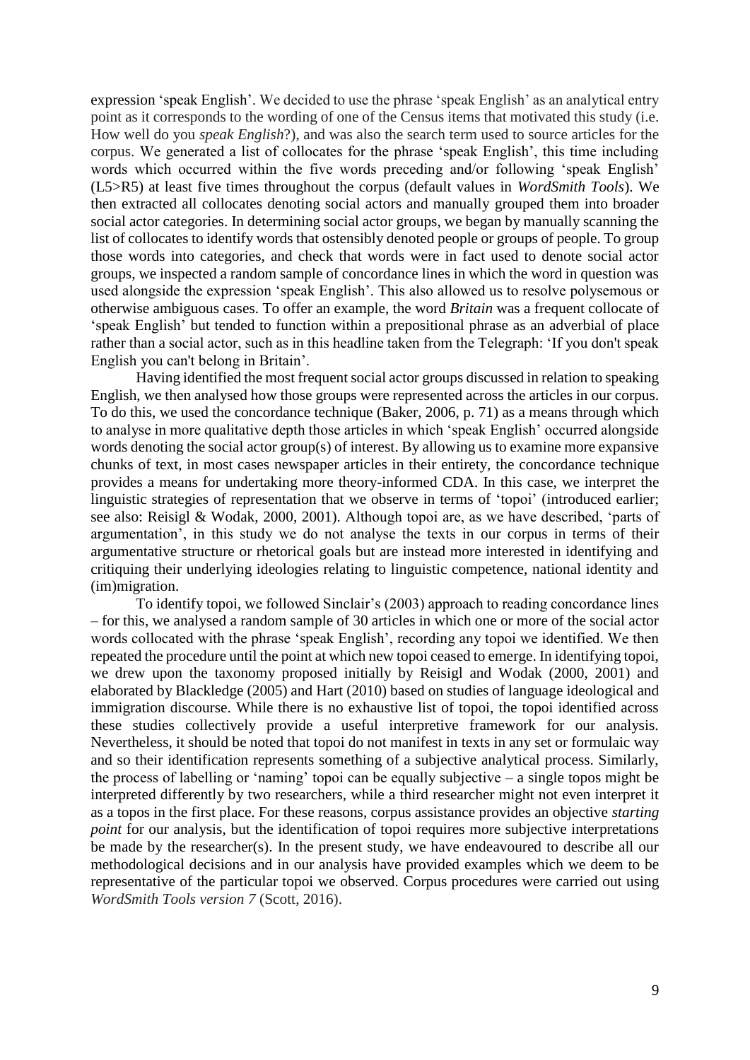expression 'speak English'. We decided to use the phrase 'speak English' as an analytical entry point as it corresponds to the wording of one of the Census items that motivated this study (i.e. How well do you *speak English*?), and was also the search term used to source articles for the corpus. We generated a list of collocates for the phrase 'speak English', this time including words which occurred within the five words preceding and/or following 'speak English' (L5>R5) at least five times throughout the corpus (default values in *WordSmith Tools*). We then extracted all collocates denoting social actors and manually grouped them into broader social actor categories. In determining social actor groups, we began by manually scanning the list of collocates to identify words that ostensibly denoted people or groups of people. To group those words into categories, and check that words were in fact used to denote social actor groups, we inspected a random sample of concordance lines in which the word in question was used alongside the expression 'speak English'. This also allowed us to resolve polysemous or otherwise ambiguous cases. To offer an example, the word *Britain* was a frequent collocate of 'speak English' but tended to function within a prepositional phrase as an adverbial of place rather than a social actor, such as in this headline taken from the Telegraph: 'If you don't speak English you can't belong in Britain'.

Having identified the most frequent social actor groups discussed in relation to speaking English, we then analysed how those groups were represented across the articles in our corpus. To do this, we used the concordance technique (Baker, 2006, p. 71) as a means through which to analyse in more qualitative depth those articles in which 'speak English' occurred alongside words denoting the social actor group(s) of interest. By allowing us to examine more expansive chunks of text, in most cases newspaper articles in their entirety, the concordance technique provides a means for undertaking more theory-informed CDA. In this case, we interpret the linguistic strategies of representation that we observe in terms of 'topoi' (introduced earlier; see also: Reisigl & Wodak, 2000, 2001). Although topoi are, as we have described, 'parts of argumentation', in this study we do not analyse the texts in our corpus in terms of their argumentative structure or rhetorical goals but are instead more interested in identifying and critiquing their underlying ideologies relating to linguistic competence, national identity and (im)migration.

To identify topoi, we followed Sinclair's (2003) approach to reading concordance lines – for this, we analysed a random sample of 30 articles in which one or more of the social actor words collocated with the phrase 'speak English', recording any topoi we identified. We then repeated the procedure until the point at which new topoi ceased to emerge. In identifying topoi, we drew upon the taxonomy proposed initially by Reisigl and Wodak (2000, 2001) and elaborated by Blackledge (2005) and Hart (2010) based on studies of language ideological and immigration discourse. While there is no exhaustive list of topoi, the topoi identified across these studies collectively provide a useful interpretive framework for our analysis. Nevertheless, it should be noted that topoi do not manifest in texts in any set or formulaic way and so their identification represents something of a subjective analytical process. Similarly, the process of labelling or 'naming' topoi can be equally subjective – a single topos might be interpreted differently by two researchers, while a third researcher might not even interpret it as a topos in the first place. For these reasons, corpus assistance provides an objective *starting point* for our analysis, but the identification of topoi requires more subjective interpretations be made by the researcher(s). In the present study, we have endeavoured to describe all our methodological decisions and in our analysis have provided examples which we deem to be representative of the particular topoi we observed. Corpus procedures were carried out using *WordSmith Tools version 7* (Scott, 2016).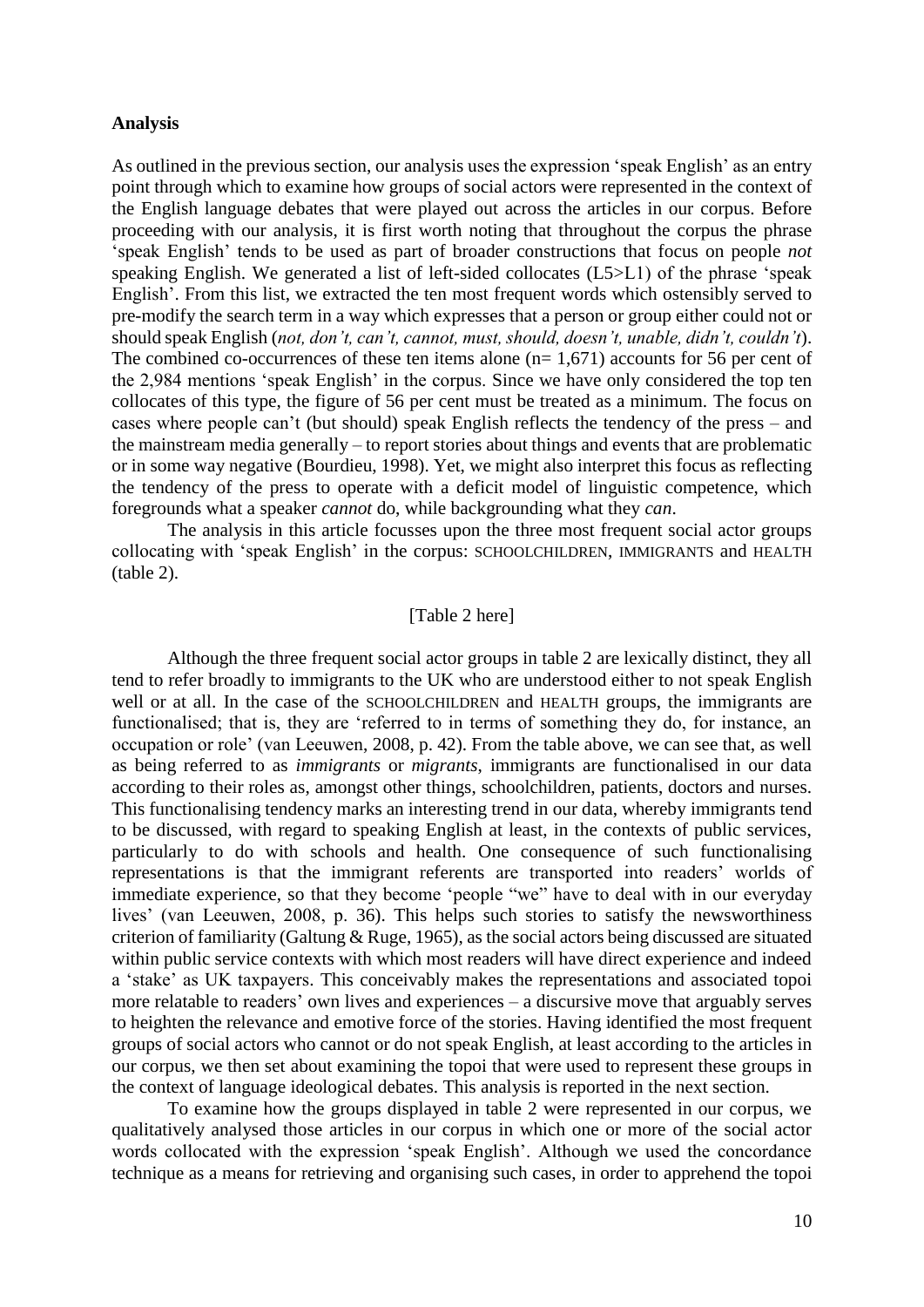**Analysis**

As outlined in the previous section, our analysis uses the expression 'speak English' as an entry point through which to examine how groups of social actors were represented in the context of the English language debates that were played out across the articles in our corpus. Before proceeding with our analysis, it is first worth noting that throughout the corpus the phrase 'speak English' tends to be used as part of broader constructions that focus on people *not* speaking English. We generated a list of left-sided collocates (L5>L1) of the phrase 'speak English'. From this list, we extracted the ten most frequent words which ostensibly served to pre-modify the search term in a way which expresses that a person or group either could not or should speak English (*not, don't, can't, cannot, must, should, doesn't, unable, didn't, couldn't*). The combined co-occurrences of these ten items alone (n= 1,671) accounts for 56 per cent of the 2,984 mentions 'speak English' in the corpus. Since we have only considered the top ten collocates of this type, the figure of 56 per cent must be treated as a minimum. The focus on cases where people can't (but should) speak English reflects the tendency of the press – and the mainstream media generally – to report stories about things and events that are problematic or in some way negative (Bourdieu, 1998). Yet, we might also interpret this focus as reflecting the tendency of the press to operate with a deficit model of linguistic competence, which foregrounds what a speaker *cannot* do, while backgrounding what they *can*.

The analysis in this article focusses upon the three most frequent social actor groups collocating with 'speak English' in the corpus: SCHOOLCHILDREN, IMMIGRANTS and HEALTH (table 2).

[Table 2 here]

Although the three frequent social actor groups in table 2 are lexically distinct, they all tend to refer broadly to immigrants to the UK who are understood either to not speak English well or at all. In the case of the SCHOOLCHILDREN and HEALTH groups, the immigrants are functionalised; that is, they are 'referred to in terms of something they do, for instance, an occupation or role' (van Leeuwen, 2008, p. 42). From the table above, we can see that, as well as being referred to as *immigrants* or *migrants*, immigrants are functionalised in our data according to their roles as, amongst other things, schoolchildren, patients, doctors and nurses. This functionalising tendency marks an interesting trend in our data, whereby immigrants tend to be discussed, with regard to speaking English at least, in the contexts of public services, particularly to do with schools and health. One consequence of such functionalising representations is that the immigrant referents are transported into readers' worlds of immediate experience, so that they become 'people "we" have to deal with in our everyday lives' (van Leeuwen, 2008, p. 36). This helps such stories to satisfy the newsworthiness criterion of familiarity (Galtung & Ruge, 1965), as the social actors being discussed are situated within public service contexts with which most readers will have direct experience and indeed a 'stake' as UK taxpayers. This conceivably makes the representations and associated topoi more relatable to readers' own lives and experiences – a discursive move that arguably serves to heighten the relevance and emotive force of the stories. Having identified the most frequent groups of social actors who cannot or do not speak English, at least according to the articles in our corpus, we then set about examining the topoi that were used to represent these groups in the context of language ideological debates. This analysis is reported in the next section.

To examine how the groups displayed in table 2 were represented in our corpus, we qualitatively analysed those articles in our corpus in which one or more of the social actor words collocated with the expression 'speak English'. Although we used the concordance technique as a means for retrieving and organising such cases, in order to apprehend the topoi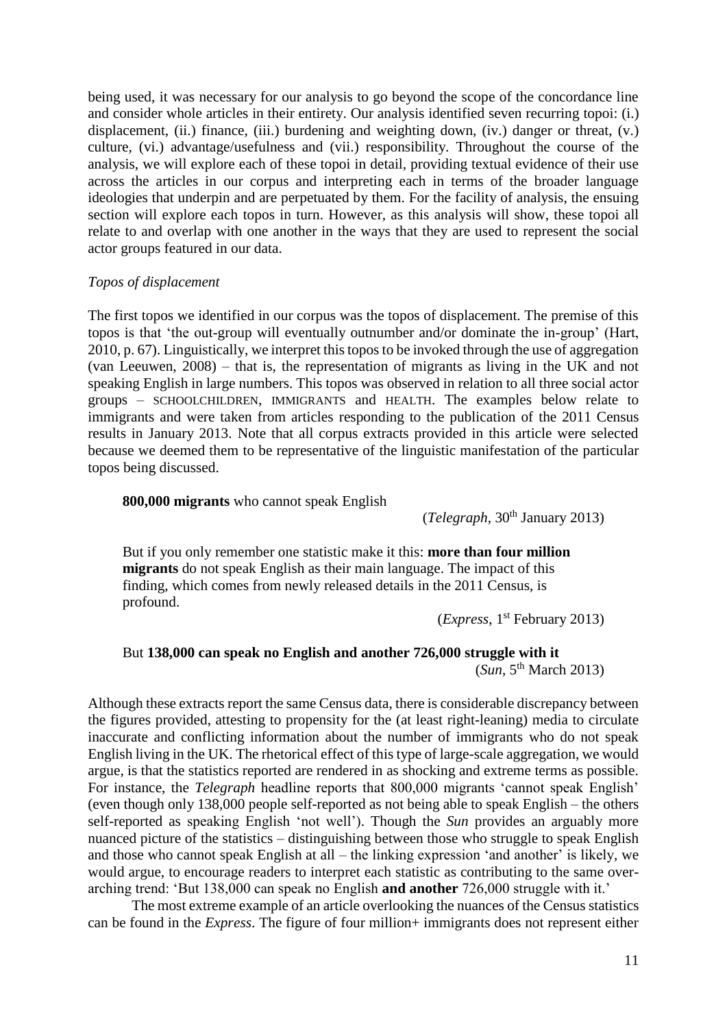being used, it was necessary for our analysis to go beyond the scope of the concordance line and consider whole articles in their entirety. Our analysis identified seven recurring topoi: (i.) displacement, (ii.) finance, (iii.) burdening and weighting down, (iv.) danger or threat, (v.) culture, (vi.) advantage/usefulness and (vii.) responsibility. Throughout the course of the analysis, we will explore each of these topoi in detail, providing textual evidence of their use across the articles in our corpus and interpreting each in terms of the broader language ideologies that underpin and are perpetuated by them. For the facility of analysis, the ensuing section will explore each topos in turn. However, as this analysis will show, these topoi all relate to and overlap with one another in the ways that they are used to represent the social actor groups featured in our data.

*Topos of displacement*

The first topos we identified in our corpus was the topos of displacement. The premise of this topos is that 'the out-group will eventually outnumber and/or dominate the in-group' (Hart, 2010, p. 67). Linguistically, we interpret this topos to be invoked through the use of aggregation (van Leeuwen, 2008) – that is, the representation of migrants as living in the UK and not speaking English in large numbers. This topos was observed in relation to all three social actor groups – SCHOOLCHILDREN, IMMIGRANTS and HEALTH. The examples below relate to immigrants and were taken from articles responding to the publication of the 2011 Census results in January 2013. Note that all corpus extracts provided in this article were selected because we deemed them to be representative of the linguistic manifestation of the particular topos being discussed.

> **800,000 migrants** who cannot speak English
>
> (*Telegraph*, 30th January 2013)

> But if you only remember one statistic make it this: **more than four million migrants** do not speak English as their main language. The impact of this finding, which comes from newly released details in the 2011 Census, is profound.
>
> (*Express*, 1st February 2013)

> But **138,000 can speak no English and another 726,000 struggle with it**
>
> (*Sun*, 5th March 2013)

Although these extracts report the same Census data, there is considerable discrepancy between the figures provided, attesting to propensity for the (at least right-leaning) media to circulate inaccurate and conflicting information about the number of immigrants who do not speak English living in the UK. The rhetorical effect of this type of large-scale aggregation, we would argue, is that the statistics reported are rendered in as shocking and extreme terms as possible. For instance, the *Telegraph* headline reports that 800,000 migrants 'cannot speak English' (even though only 138,000 people self-reported as not being able to speak English – the others self-reported as speaking English 'not well'). Though the *Sun* provides an arguably more nuanced picture of the statistics – distinguishing between those who struggle to speak English and those who cannot speak English at all – the linking expression 'and another' is likely, we would argue, to encourage readers to interpret each statistic as contributing to the same over-arching trend: 'But 138,000 can speak no English **and another** 726,000 struggle with it.'

The most extreme example of an article overlooking the nuances of the Census statistics can be found in the *Express*. The figure of four million+ immigrants does not represent either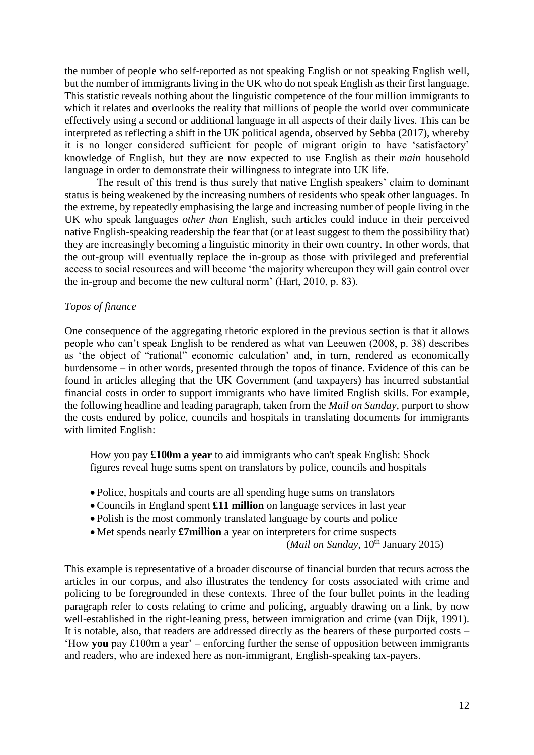the number of people who self-reported as not speaking English or not speaking English well, but the number of immigrants living in the UK who do not speak English as their first language. This statistic reveals nothing about the linguistic competence of the four million immigrants to which it relates and overlooks the reality that millions of people the world over communicate effectively using a second or additional language in all aspects of their daily lives. This can be interpreted as reflecting a shift in the UK political agenda, observed by Sebba (2017), whereby it is no longer considered sufficient for people of migrant origin to have 'satisfactory' knowledge of English, but they are now expected to use English as their *main* household language in order to demonstrate their willingness to integrate into UK life.

The result of this trend is thus surely that native English speakers' claim to dominant status is being weakened by the increasing numbers of residents who speak other languages. In the extreme, by repeatedly emphasising the large and increasing number of people living in the UK who speak languages *other than* English, such articles could induce in their perceived native English-speaking readership the fear that (or at least suggest to them the possibility that) they are increasingly becoming a linguistic minority in their own country. In other words, that the out-group will eventually replace the in-group as those with privileged and preferential access to social resources and will become 'the majority whereupon they will gain control over the in-group and become the new cultural norm' (Hart, 2010, p. 83).

*Topos of finance*

One consequence of the aggregating rhetoric explored in the previous section is that it allows people who can't speak English to be rendered as what van Leeuwen (2008, p. 38) describes as 'the object of "rational" economic calculation' and, in turn, rendered as economically burdensome – in other words, presented through the topos of finance. Evidence of this can be found in articles alleging that the UK Government (and taxpayers) has incurred substantial financial costs in order to support immigrants who have limited English skills. For example, the following headline and leading paragraph, taken from the *Mail on Sunday*, purport to show the costs endured by police, councils and hospitals in translating documents for immigrants with limited English:

> How you pay **£100m a year** to aid immigrants who can't speak English: Shock figures reveal huge sums spent on translators by police, councils and hospitals
>
> - Police, hospitals and courts are all spending huge sums on translators
> - Councils in England spent **£11 million** on language services in last year
> - Polish is the most commonly translated language by courts and police
> - Met spends nearly **£7million** a year on interpreters for crime suspects
>
> (*Mail on Sunday*, 10th January 2015)

This example is representative of a broader discourse of financial burden that recurs across the articles in our corpus, and also illustrates the tendency for costs associated with crime and policing to be foregrounded in these contexts. Three of the four bullet points in the leading paragraph refer to costs relating to crime and policing, arguably drawing on a link, by now well-established in the right-leaning press, between immigration and crime (van Dijk, 1991). It is notable, also, that readers are addressed directly as the bearers of these purported costs – 'How **you** pay £100m a year' – enforcing further the sense of opposition between immigrants and readers, who are indexed here as non-immigrant, English-speaking tax-payers.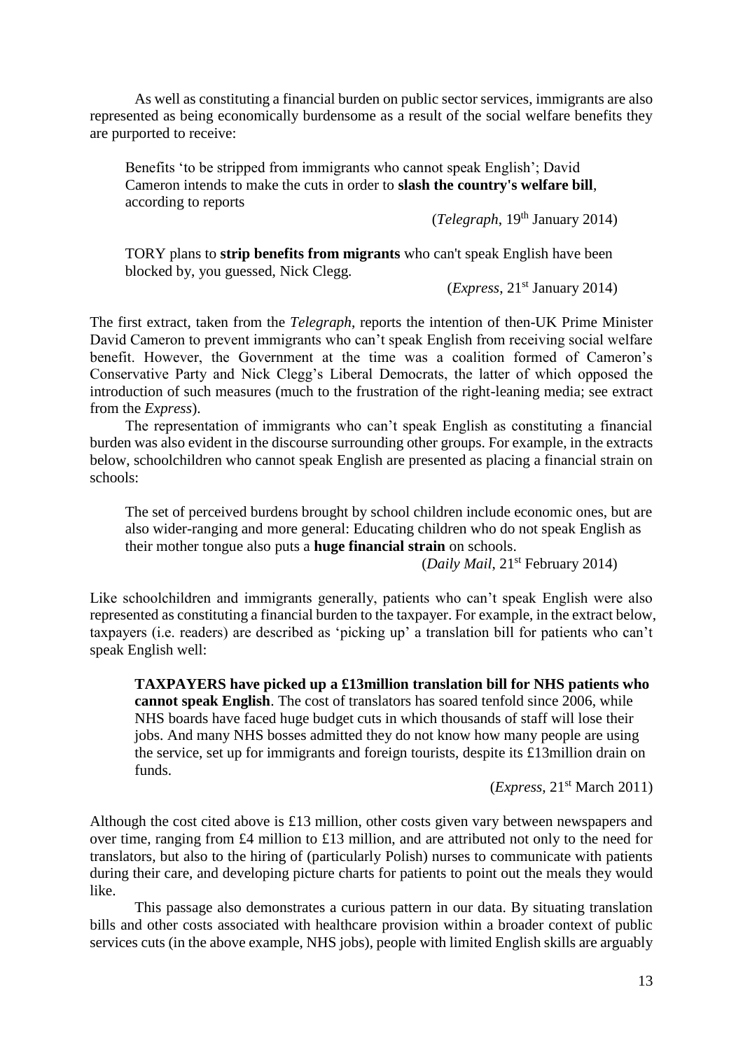As well as constituting a financial burden on public sector services, immigrants are also represented as being economically burdensome as a result of the social welfare benefits they are purported to receive:

> Benefits 'to be stripped from immigrants who cannot speak English'; David Cameron intends to make the cuts in order to **slash the country's welfare bill**, according to reports
>
> (*Telegraph*, 19th January 2014)

> TORY plans to **strip benefits from migrants** who can't speak English have been blocked by, you guessed, Nick Clegg.
>
> (*Express*, 21st January 2014)

The first extract, taken from the *Telegraph*, reports the intention of then-UK Prime Minister David Cameron to prevent immigrants who can't speak English from receiving social welfare benefit. However, the Government at the time was a coalition formed of Cameron's Conservative Party and Nick Clegg's Liberal Democrats, the latter of which opposed the introduction of such measures (much to the frustration of the right-leaning media; see extract from the *Express*).

The representation of immigrants who can't speak English as constituting a financial burden was also evident in the discourse surrounding other groups. For example, in the extracts below, schoolchildren who cannot speak English are presented as placing a financial strain on schools:

> The set of perceived burdens brought by school children include economic ones, but are also wider-ranging and more general: Educating children who do not speak English as their mother tongue also puts a **huge financial strain** on schools.
>
> (*Daily Mail*, 21st February 2014)

Like schoolchildren and immigrants generally, patients who can't speak English were also represented as constituting a financial burden to the taxpayer. For example, in the extract below, taxpayers (i.e. readers) are described as 'picking up' a translation bill for patients who can't speak English well:

> **TAXPAYERS have picked up a £13million translation bill for NHS patients who cannot speak English**. The cost of translators has soared tenfold since 2006, while NHS boards have faced huge budget cuts in which thousands of staff will lose their jobs. And many NHS bosses admitted they do not know how many people are using the service, set up for immigrants and foreign tourists, despite its £13million drain on funds.
>
> (*Express*, 21st March 2011)

Although the cost cited above is £13 million, other costs given vary between newspapers and over time, ranging from £4 million to £13 million, and are attributed not only to the need for translators, but also to the hiring of (particularly Polish) nurses to communicate with patients during their care, and developing picture charts for patients to point out the meals they would like.

This passage also demonstrates a curious pattern in our data. By situating translation bills and other costs associated with healthcare provision within a broader context of public services cuts (in the above example, NHS jobs), people with limited English skills are arguably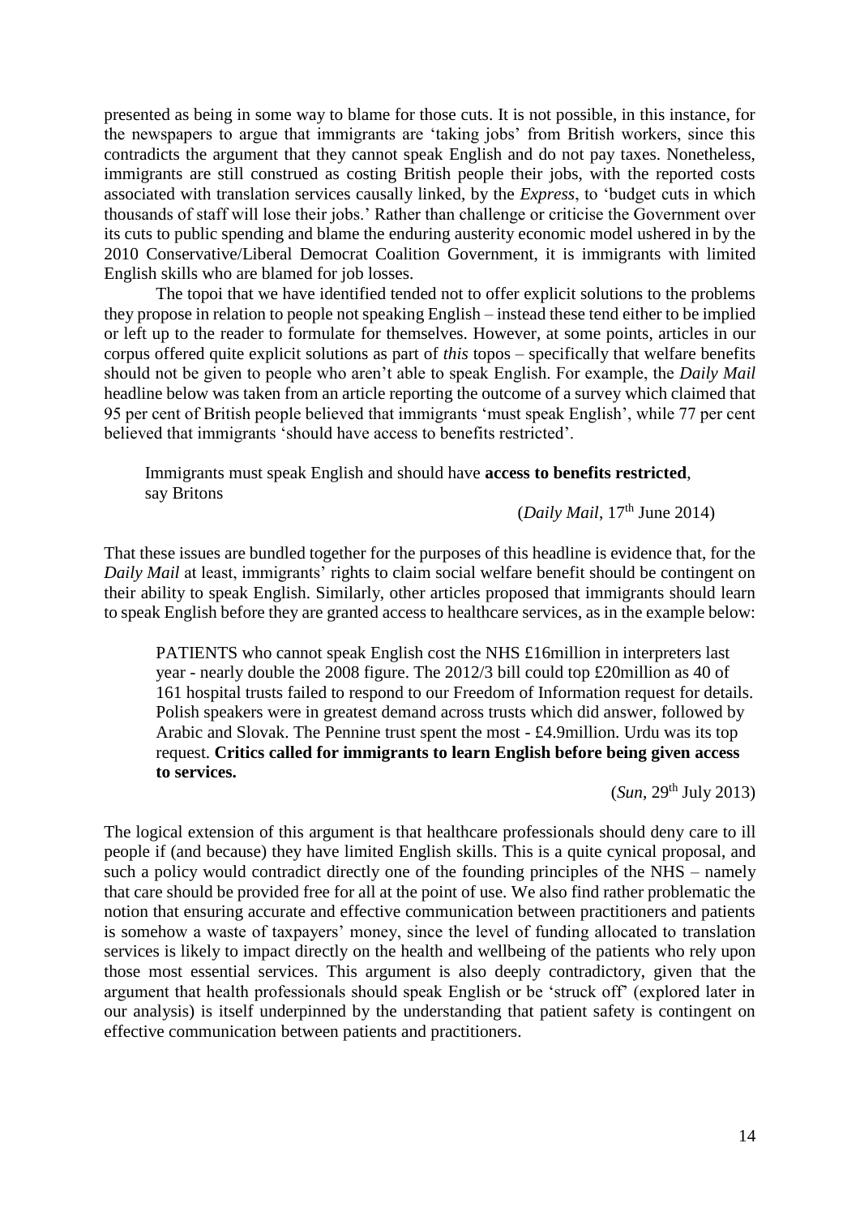presented as being in some way to blame for those cuts. It is not possible, in this instance, for the newspapers to argue that immigrants are 'taking jobs' from British workers, since this contradicts the argument that they cannot speak English and do not pay taxes. Nonetheless, immigrants are still construed as costing British people their jobs, with the reported costs associated with translation services causally linked, by the *Express*, to 'budget cuts in which thousands of staff will lose their jobs.' Rather than challenge or criticise the Government over its cuts to public spending and blame the enduring austerity economic model ushered in by the 2010 Conservative/Liberal Democrat Coalition Government, it is immigrants with limited English skills who are blamed for job losses.

The topoi that we have identified tended not to offer explicit solutions to the problems they propose in relation to people not speaking English – instead these tend either to be implied or left up to the reader to formulate for themselves. However, at some points, articles in our corpus offered quite explicit solutions as part of *this* topos – specifically that welfare benefits should not be given to people who aren't able to speak English. For example, the *Daily Mail* headline below was taken from an article reporting the outcome of a survey which claimed that 95 per cent of British people believed that immigrants 'must speak English', while 77 per cent believed that immigrants 'should have access to benefits restricted'.

> Immigrants must speak English and should have **access to benefits restricted**, say Britons
>
> (*Daily Mail*, 17th June 2014)

That these issues are bundled together for the purposes of this headline is evidence that, for the *Daily Mail* at least, immigrants' rights to claim social welfare benefit should be contingent on their ability to speak English. Similarly, other articles proposed that immigrants should learn to speak English before they are granted access to healthcare services, as in the example below:

> PATIENTS who cannot speak English cost the NHS £16million in interpreters last year - nearly double the 2008 figure. The 2012/3 bill could top £20million as 40 of 161 hospital trusts failed to respond to our Freedom of Information request for details. Polish speakers were in greatest demand across trusts which did answer, followed by Arabic and Slovak. The Pennine trust spent the most - £4.9million. Urdu was its top request. **Critics called for immigrants to learn English before being given access to services.**
>
> (*Sun*, 29th July 2013)

The logical extension of this argument is that healthcare professionals should deny care to ill people if (and because) they have limited English skills. This is a quite cynical proposal, and such a policy would contradict directly one of the founding principles of the NHS – namely that care should be provided free for all at the point of use. We also find rather problematic the notion that ensuring accurate and effective communication between practitioners and patients is somehow a waste of taxpayers' money, since the level of funding allocated to translation services is likely to impact directly on the health and wellbeing of the patients who rely upon those most essential services. This argument is also deeply contradictory, given that the argument that health professionals should speak English or be 'struck off' (explored later in our analysis) is itself underpinned by the understanding that patient safety is contingent on effective communication between patients and practitioners.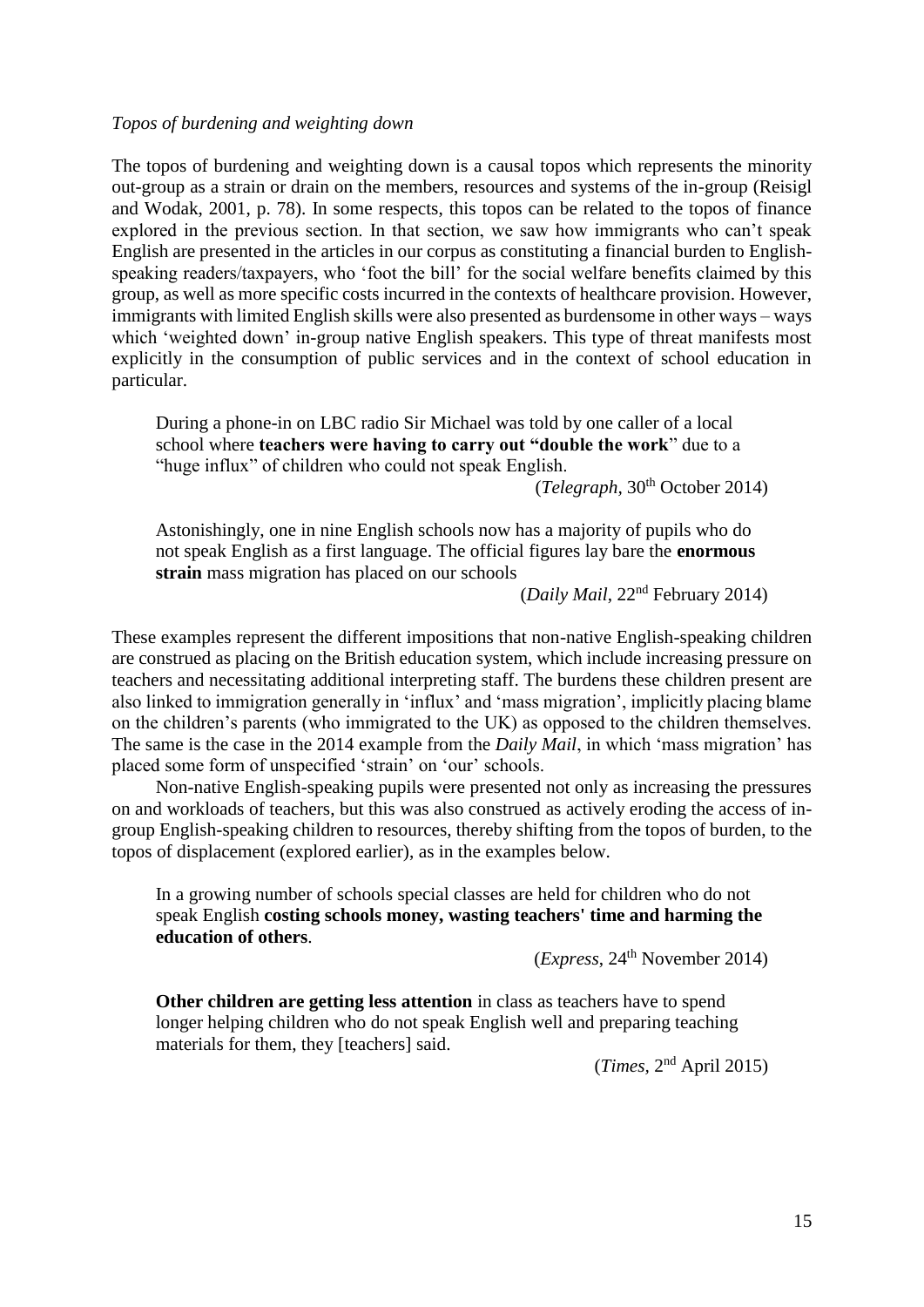*Topos of burdening and weighting down*

The topos of burdening and weighting down is a causal topos which represents the minority out-group as a strain or drain on the members, resources and systems of the in-group (Reisigl and Wodak, 2001, p. 78). In some respects, this topos can be related to the topos of finance explored in the previous section. In that section, we saw how immigrants who can't speak English are presented in the articles in our corpus as constituting a financial burden to English-speaking readers/taxpayers, who 'foot the bill' for the social welfare benefits claimed by this group, as well as more specific costs incurred in the contexts of healthcare provision. However, immigrants with limited English skills were also presented as burdensome in other ways – ways which 'weighted down' in-group native English speakers. This type of threat manifests most explicitly in the consumption of public services and in the context of school education in particular.

> During a phone-in on LBC radio Sir Michael was told by one caller of a local school where **teachers were having to carry out "double the work**" due to a "huge influx" of children who could not speak English.
>
> (*Telegraph*, 30th October 2014)

> Astonishingly, one in nine English schools now has a majority of pupils who do not speak English as a first language. The official figures lay bare the **enormous strain** mass migration has placed on our schools
>
> (*Daily Mail*, 22nd February 2014)

These examples represent the different impositions that non-native English-speaking children are construed as placing on the British education system, which include increasing pressure on teachers and necessitating additional interpreting staff. The burdens these children present are also linked to immigration generally in 'influx' and 'mass migration', implicitly placing blame on the children's parents (who immigrated to the UK) as opposed to the children themselves. The same is the case in the 2014 example from the *Daily Mail*, in which 'mass migration' has placed some form of unspecified 'strain' on 'our' schools.

Non-native English-speaking pupils were presented not only as increasing the pressures on and workloads of teachers, but this was also construed as actively eroding the access of in-group English-speaking children to resources, thereby shifting from the topos of burden, to the topos of displacement (explored earlier), as in the examples below.

> In a growing number of schools special classes are held for children who do not speak English **costing schools money, wasting teachers' time and harming the education of others**.
>
> (*Express*, 24th November 2014)

> **Other children are getting less attention** in class as teachers have to spend longer helping children who do not speak English well and preparing teaching materials for them, they [teachers] said.
>
> (*Times*, 2nd April 2015)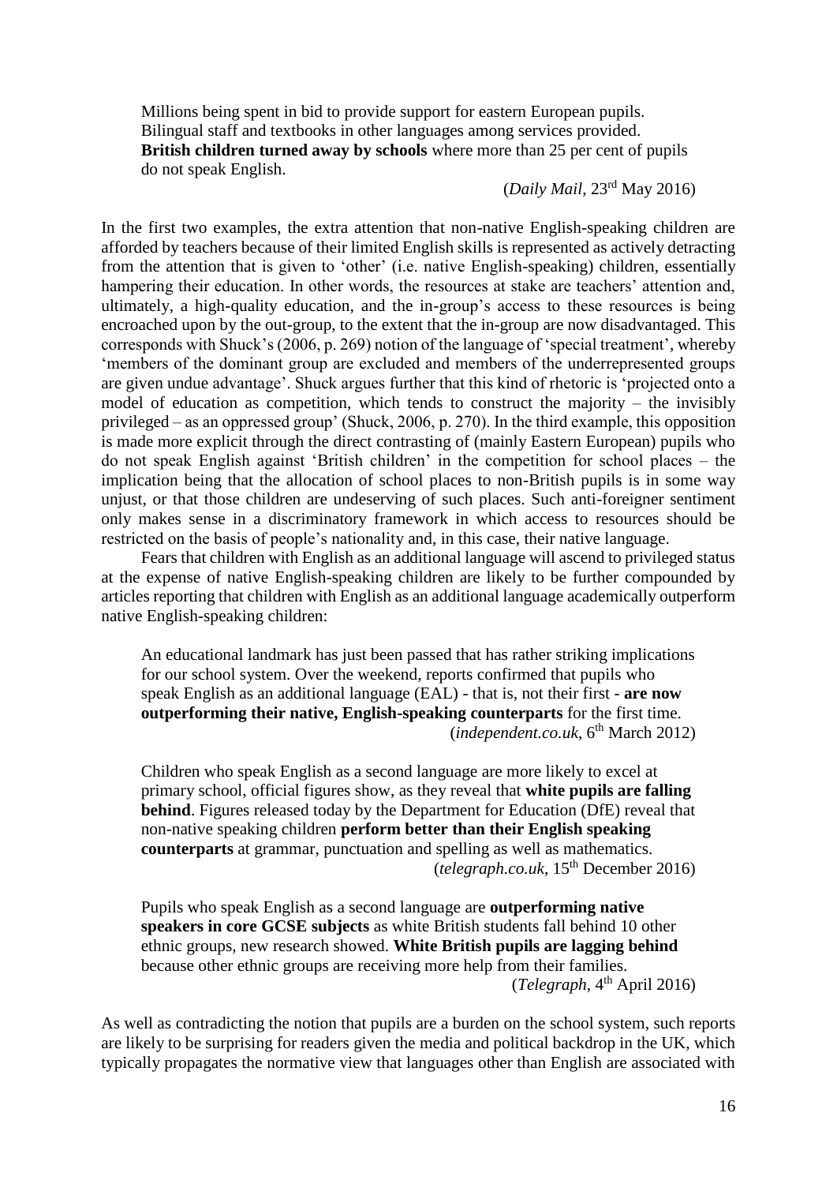> Millions being spent in bid to provide support for eastern European pupils. Bilingual staff and textbooks in other languages among services provided. **British children turned away by schools** where more than 25 per cent of pupils do not speak English.
>
> (*Daily Mail*, 23rd May 2016)

In the first two examples, the extra attention that non-native English-speaking children are afforded by teachers because of their limited English skills is represented as actively detracting from the attention that is given to 'other' (i.e. native English-speaking) children, essentially hampering their education. In other words, the resources at stake are teachers' attention and, ultimately, a high-quality education, and the in-group's access to these resources is being encroached upon by the out-group, to the extent that the in-group are now disadvantaged. This corresponds with Shuck's (2006, p. 269) notion of the language of 'special treatment', whereby 'members of the dominant group are excluded and members of the underrepresented groups are given undue advantage'. Shuck argues further that this kind of rhetoric is 'projected onto a model of education as competition, which tends to construct the majority – the invisibly privileged – as an oppressed group' (Shuck, 2006, p. 270). In the third example, this opposition is made more explicit through the direct contrasting of (mainly Eastern European) pupils who do not speak English against 'British children' in the competition for school places – the implication being that the allocation of school places to non-British pupils is in some way unjust, or that those children are undeserving of such places. Such anti-foreigner sentiment only makes sense in a discriminatory framework in which access to resources should be restricted on the basis of people's nationality and, in this case, their native language.

Fears that children with English as an additional language will ascend to privileged status at the expense of native English-speaking children are likely to be further compounded by articles reporting that children with English as an additional language academically outperform native English-speaking children:

> An educational landmark has just been passed that has rather striking implications for our school system. Over the weekend, reports confirmed that pupils who speak English as an additional language (EAL) - that is, not their first - **are now outperforming their native, English-speaking counterparts** for the first time.
>
> (*independent.co.uk*, 6th March 2012)

> Children who speak English as a second language are more likely to excel at primary school, official figures show, as they reveal that **white pupils are falling behind**. Figures released today by the Department for Education (DfE) reveal that non-native speaking children **perform better than their English speaking counterparts** at grammar, punctuation and spelling as well as mathematics.
>
> (*telegraph.co.uk*, 15th December 2016)

> Pupils who speak English as a second language are **outperforming native speakers in core GCSE subjects** as white British students fall behind 10 other ethnic groups, new research showed. **White British pupils are lagging behind** because other ethnic groups are receiving more help from their families.
>
> (*Telegraph*, 4th April 2016)

As well as contradicting the notion that pupils are a burden on the school system, such reports are likely to be surprising for readers given the media and political backdrop in the UK, which typically propagates the normative view that languages other than English are associated with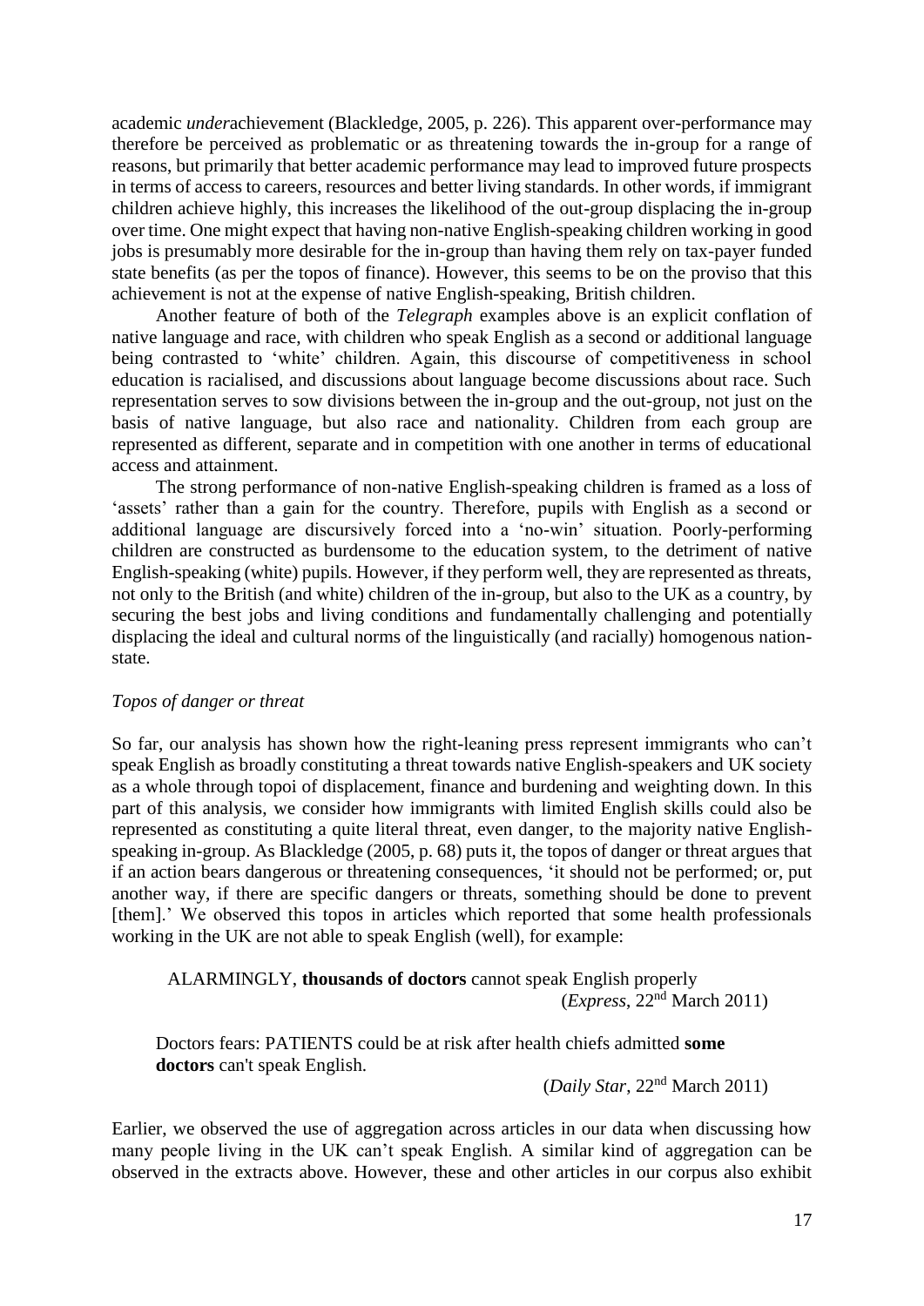academic *under*achievement (Blackledge, 2005, p. 226). This apparent over-performance may therefore be perceived as problematic or as threatening towards the in-group for a range of reasons, but primarily that better academic performance may lead to improved future prospects in terms of access to careers, resources and better living standards. In other words, if immigrant children achieve highly, this increases the likelihood of the out-group displacing the in-group over time. One might expect that having non-native English-speaking children working in good jobs is presumably more desirable for the in-group than having them rely on tax-payer funded state benefits (as per the topos of finance). However, this seems to be on the proviso that this achievement is not at the expense of native English-speaking, British children.

Another feature of both of the *Telegraph* examples above is an explicit conflation of native language and race, with children who speak English as a second or additional language being contrasted to 'white' children. Again, this discourse of competitiveness in school education is racialised, and discussions about language become discussions about race. Such representation serves to sow divisions between the in-group and the out-group, not just on the basis of native language, but also race and nationality. Children from each group are represented as different, separate and in competition with one another in terms of educational access and attainment.

The strong performance of non-native English-speaking children is framed as a loss of 'assets' rather than a gain for the country. Therefore, pupils with English as a second or additional language are discursively forced into a 'no-win' situation. Poorly-performing children are constructed as burdensome to the education system, to the detriment of native English-speaking (white) pupils. However, if they perform well, they are represented as threats, not only to the British (and white) children of the in-group, but also to the UK as a country, by securing the best jobs and living conditions and fundamentally challenging and potentially displacing the ideal and cultural norms of the linguistically (and racially) homogenous nation-state.

*Topos of danger or threat*

So far, our analysis has shown how the right-leaning press represent immigrants who can't speak English as broadly constituting a threat towards native English-speakers and UK society as a whole through topoi of displacement, finance and burdening and weighting down. In this part of this analysis, we consider how immigrants with limited English skills could also be represented as constituting a quite literal threat, even danger, to the majority native English-speaking in-group. As Blackledge (2005, p. 68) puts it, the topos of danger or threat argues that if an action bears dangerous or threatening consequences, 'it should not be performed; or, put another way, if there are specific dangers or threats, something should be done to prevent [them].' We observed this topos in articles which reported that some health professionals working in the UK are not able to speak English (well), for example:

> ALARMINGLY, **thousands of doctors** cannot speak English properly
> (*Express*, 22nd March 2011)

> Doctors fears: PATIENTS could be at risk after health chiefs admitted **some doctors** can't speak English.
> (*Daily Star*, 22nd March 2011)

Earlier, we observed the use of aggregation across articles in our data when discussing how many people living in the UK can't speak English. A similar kind of aggregation can be observed in the extracts above. However, these and other articles in our corpus also exhibit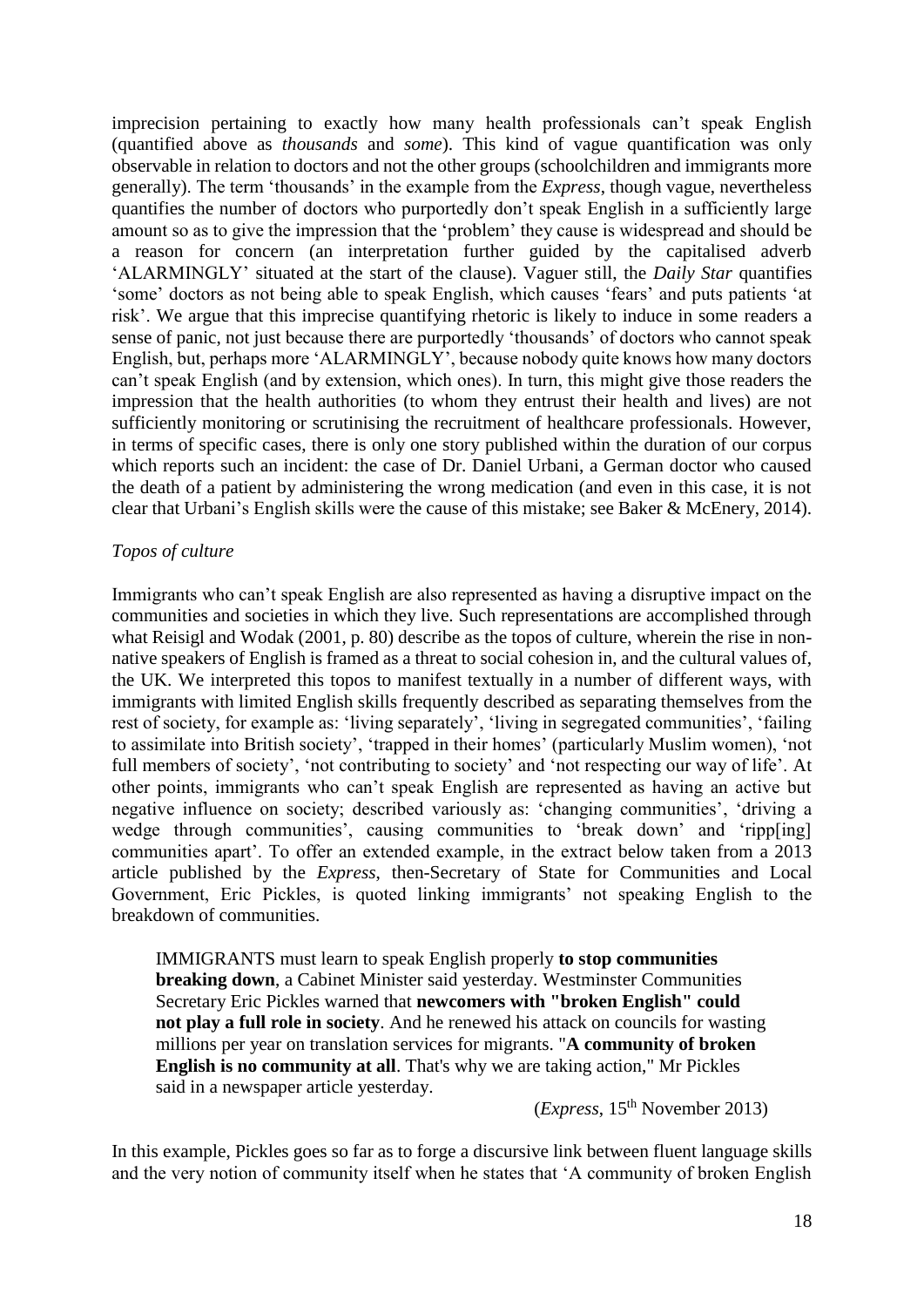imprecision pertaining to exactly how many health professionals can't speak English (quantified above as *thousands* and *some*). This kind of vague quantification was only observable in relation to doctors and not the other groups (schoolchildren and immigrants more generally). The term 'thousands' in the example from the *Express*, though vague, nevertheless quantifies the number of doctors who purportedly don't speak English in a sufficiently large amount so as to give the impression that the 'problem' they cause is widespread and should be a reason for concern (an interpretation further guided by the capitalised adverb 'ALARMINGLY' situated at the start of the clause). Vaguer still, the *Daily Star* quantifies 'some' doctors as not being able to speak English, which causes 'fears' and puts patients 'at risk'. We argue that this imprecise quantifying rhetoric is likely to induce in some readers a sense of panic, not just because there are purportedly 'thousands' of doctors who cannot speak English, but, perhaps more 'ALARMINGLY', because nobody quite knows how many doctors can't speak English (and by extension, which ones). In turn, this might give those readers the impression that the health authorities (to whom they entrust their health and lives) are not sufficiently monitoring or scrutinising the recruitment of healthcare professionals. However, in terms of specific cases, there is only one story published within the duration of our corpus which reports such an incident: the case of Dr. Daniel Urbani, a German doctor who caused the death of a patient by administering the wrong medication (and even in this case, it is not clear that Urbani's English skills were the cause of this mistake; see Baker & McEnery, 2014).

*Topos of culture*

Immigrants who can't speak English are also represented as having a disruptive impact on the communities and societies in which they live. Such representations are accomplished through what Reisigl and Wodak (2001, p. 80) describe as the topos of culture, wherein the rise in non-native speakers of English is framed as a threat to social cohesion in, and the cultural values of, the UK. We interpreted this topos to manifest textually in a number of different ways, with immigrants with limited English skills frequently described as separating themselves from the rest of society, for example as: 'living separately', 'living in segregated communities', 'failing to assimilate into British society', 'trapped in their homes' (particularly Muslim women), 'not full members of society', 'not contributing to society' and 'not respecting our way of life'. At other points, immigrants who can't speak English are represented as having an active but negative influence on society; described variously as: 'changing communities', 'driving a wedge through communities', causing communities to 'break down' and 'ripp[ing] communities apart'. To offer an extended example, in the extract below taken from a 2013 article published by the *Express*, then-Secretary of State for Communities and Local Government, Eric Pickles, is quoted linking immigrants' not speaking English to the breakdown of communities.

> IMMIGRANTS must learn to speak English properly **to stop communities breaking down**, a Cabinet Minister said yesterday. Westminster Communities Secretary Eric Pickles warned that **newcomers with "broken English" could not play a full role in society**. And he renewed his attack on councils for wasting millions per year on translation services for migrants. "**A community of broken English is no community at all**. That's why we are taking action," Mr Pickles said in a newspaper article yesterday.
>
> (*Express*, 15th November 2013)

In this example, Pickles goes so far as to forge a discursive link between fluent language skills and the very notion of community itself when he states that 'A community of broken English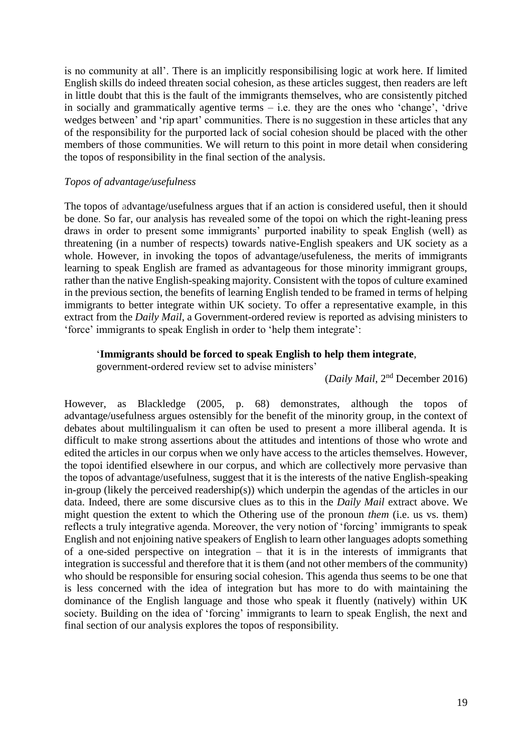is no community at all'. There is an implicitly responsibilising logic at work here. If limited English skills do indeed threaten social cohesion, as these articles suggest, then readers are left in little doubt that this is the fault of the immigrants themselves, who are consistently pitched in socially and grammatically agentive terms – i.e. they are the ones who 'change', 'drive wedges between' and 'rip apart' communities. There is no suggestion in these articles that any of the responsibility for the purported lack of social cohesion should be placed with the other members of those communities. We will return to this point in more detail when considering the topos of responsibility in the final section of the analysis.

*Topos of advantage/usefulness*

The topos of advantage/usefulness argues that if an action is considered useful, then it should be done. So far, our analysis has revealed some of the topoi on which the right-leaning press draws in order to present some immigrants' purported inability to speak English (well) as threatening (in a number of respects) towards native-English speakers and UK society as a whole. However, in invoking the topos of advantage/usefuleness, the merits of immigrants learning to speak English are framed as advantageous for those minority immigrant groups, rather than the native English-speaking majority. Consistent with the topos of culture examined in the previous section, the benefits of learning English tended to be framed in terms of helping immigrants to better integrate within UK society. To offer a representative example, in this extract from the *Daily Mail*, a Government-ordered review is reported as advising ministers to 'force' immigrants to speak English in order to 'help them integrate':

> '**Immigrants should be forced to speak English to help them integrate**, government-ordered review set to advise ministers'
>
> (*Daily Mail*, 2nd December 2016)

However, as Blackledge (2005, p. 68) demonstrates, although the topos of advantage/usefulness argues ostensibly for the benefit of the minority group, in the context of debates about multilingualism it can often be used to present a more illiberal agenda. It is difficult to make strong assertions about the attitudes and intentions of those who wrote and edited the articles in our corpus when we only have access to the articles themselves. However, the topoi identified elsewhere in our corpus, and which are collectively more pervasive than the topos of advantage/usefulness, suggest that it is the interests of the native English-speaking in-group (likely the perceived readership(s)) which underpin the agendas of the articles in our data. Indeed, there are some discursive clues as to this in the *Daily Mail* extract above. We might question the extent to which the Othering use of the pronoun *them* (i.e. us vs. them) reflects a truly integrative agenda. Moreover, the very notion of 'forcing' immigrants to speak English and not enjoining native speakers of English to learn other languages adopts something of a one-sided perspective on integration – that it is in the interests of immigrants that integration is successful and therefore that it is them (and not other members of the community) who should be responsible for ensuring social cohesion. This agenda thus seems to be one that is less concerned with the idea of integration but has more to do with maintaining the dominance of the English language and those who speak it fluently (natively) within UK society. Building on the idea of 'forcing' immigrants to learn to speak English, the next and final section of our analysis explores the topos of responsibility.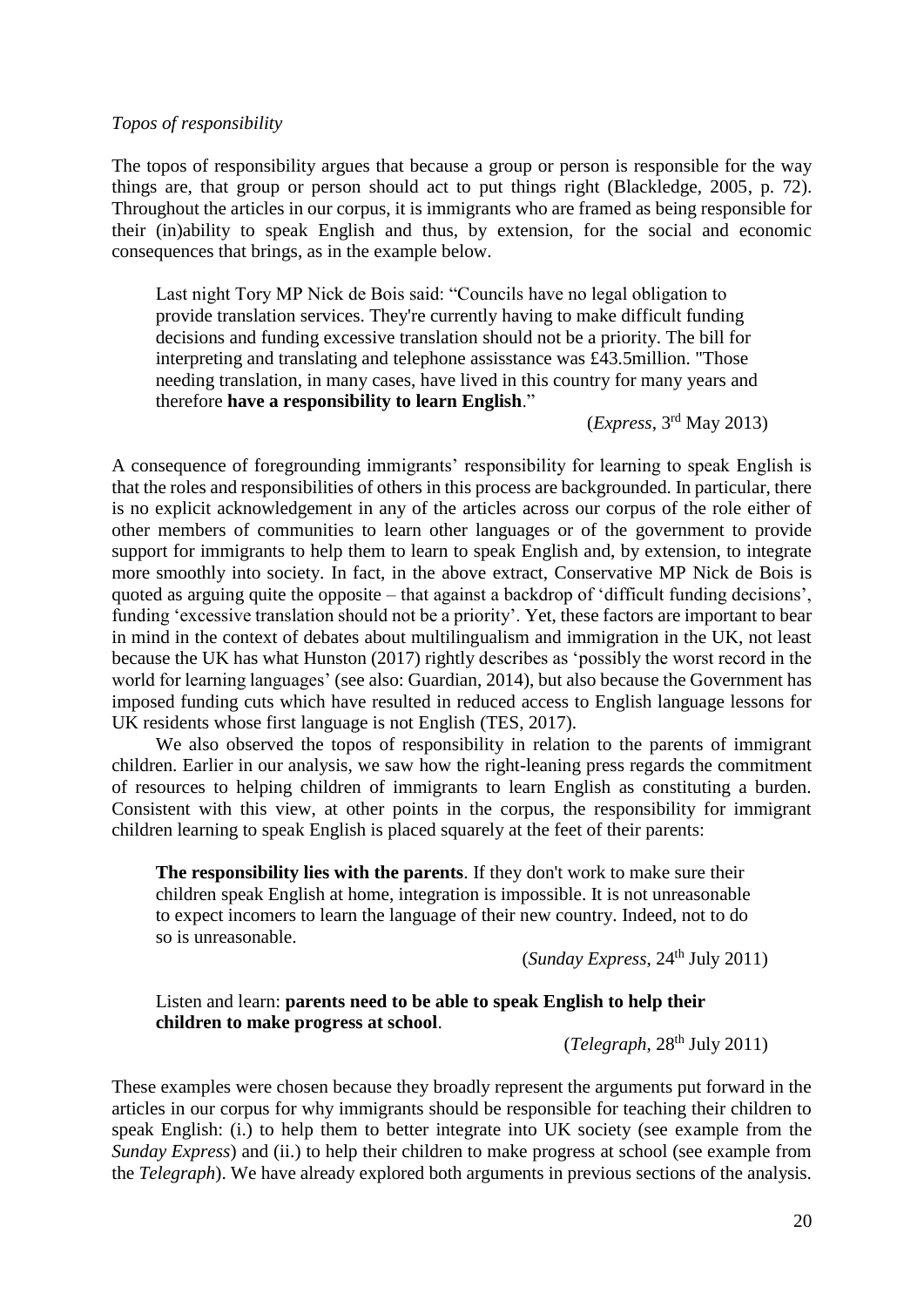*Topos of responsibility*

The topos of responsibility argues that because a group or person is responsible for the way things are, that group or person should act to put things right (Blackledge, 2005, p. 72). Throughout the articles in our corpus, it is immigrants who are framed as being responsible for their (in)ability to speak English and thus, by extension, for the social and economic consequences that brings, as in the example below.

> Last night Tory MP Nick de Bois said: "Councils have no legal obligation to provide translation services. They're currently having to make difficult funding decisions and funding excessive translation should not be a priority. The bill for interpreting and translating and telephone assisstance was £43.5million. "Those needing translation, in many cases, have lived in this country for many years and therefore **have a responsibility to learn English**."
>
> (*Express*, 3rd May 2013)

A consequence of foregrounding immigrants' responsibility for learning to speak English is that the roles and responsibilities of others in this process are backgrounded. In particular, there is no explicit acknowledgement in any of the articles across our corpus of the role either of other members of communities to learn other languages or of the government to provide support for immigrants to help them to learn to speak English and, by extension, to integrate more smoothly into society. In fact, in the above extract, Conservative MP Nick de Bois is quoted as arguing quite the opposite – that against a backdrop of 'difficult funding decisions', funding 'excessive translation should not be a priority'. Yet, these factors are important to bear in mind in the context of debates about multilingualism and immigration in the UK, not least because the UK has what Hunston (2017) rightly describes as 'possibly the worst record in the world for learning languages' (see also: Guardian, 2014), but also because the Government has imposed funding cuts which have resulted in reduced access to English language lessons for UK residents whose first language is not English (TES, 2017).

We also observed the topos of responsibility in relation to the parents of immigrant children. Earlier in our analysis, we saw how the right-leaning press regards the commitment of resources to helping children of immigrants to learn English as constituting a burden. Consistent with this view, at other points in the corpus, the responsibility for immigrant children learning to speak English is placed squarely at the feet of their parents:

> **The responsibility lies with the parents**. If they don't work to make sure their children speak English at home, integration is impossible. It is not unreasonable to expect incomers to learn the language of their new country. Indeed, not to do so is unreasonable.
>
> (*Sunday Express*, 24th July 2011)

> Listen and learn: **parents need to be able to speak English to help their children to make progress at school**.
>
> (*Telegraph*, 28th July 2011)

These examples were chosen because they broadly represent the arguments put forward in the articles in our corpus for why immigrants should be responsible for teaching their children to speak English: (i.) to help them to better integrate into UK society (see example from the *Sunday Express*) and (ii.) to help their children to make progress at school (see example from the *Telegraph*). We have already explored both arguments in previous sections of the analysis.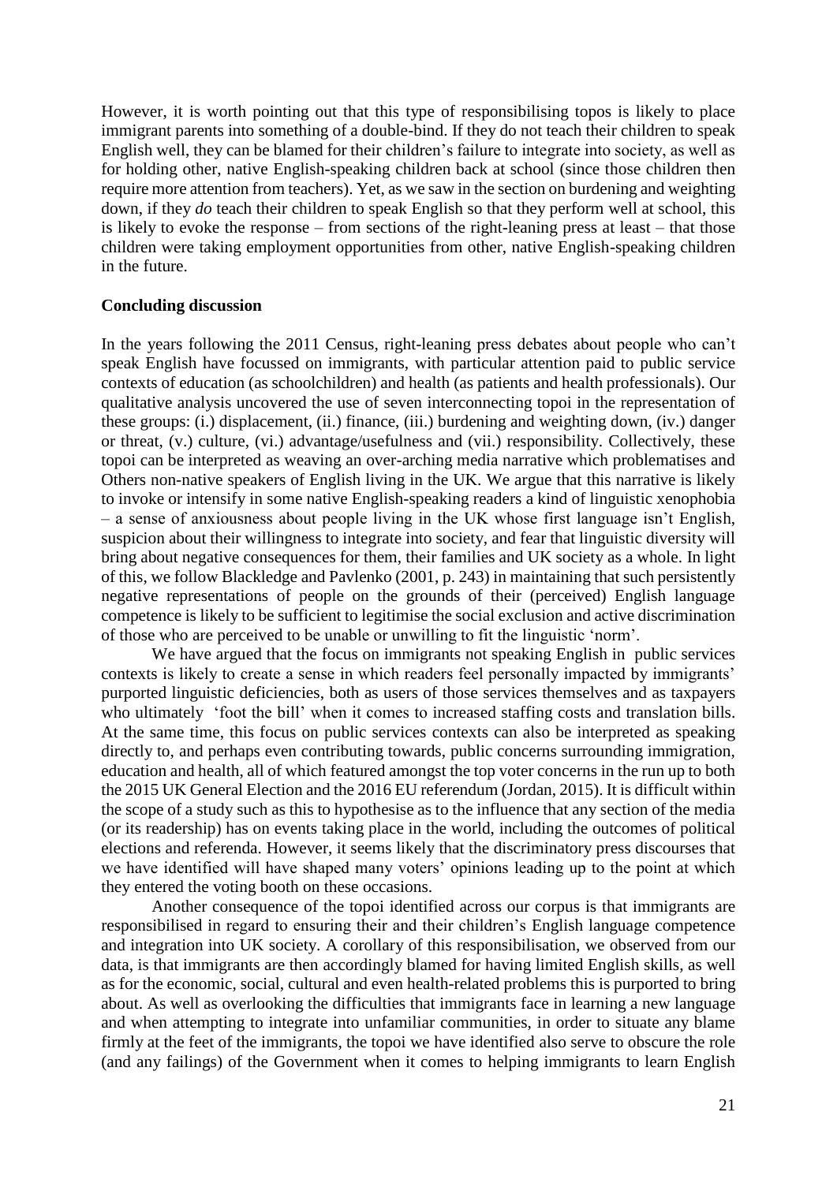However, it is worth pointing out that this type of responsibilising topos is likely to place immigrant parents into something of a double-bind. If they do not teach their children to speak English well, they can be blamed for their children's failure to integrate into society, as well as for holding other, native English-speaking children back at school (since those children then require more attention from teachers). Yet, as we saw in the section on burdening and weighting down, if they *do* teach their children to speak English so that they perform well at school, this is likely to evoke the response – from sections of the right-leaning press at least – that those children were taking employment opportunities from other, native English-speaking children in the future.

**Concluding discussion**

In the years following the 2011 Census, right-leaning press debates about people who can't speak English have focussed on immigrants, with particular attention paid to public service contexts of education (as schoolchildren) and health (as patients and health professionals). Our qualitative analysis uncovered the use of seven interconnecting topoi in the representation of these groups: (i.) displacement, (ii.) finance, (iii.) burdening and weighting down, (iv.) danger or threat, (v.) culture, (vi.) advantage/usefulness and (vii.) responsibility. Collectively, these topoi can be interpreted as weaving an over-arching media narrative which problematises and Others non-native speakers of English living in the UK. We argue that this narrative is likely to invoke or intensify in some native English-speaking readers a kind of linguistic xenophobia – a sense of anxiousness about people living in the UK whose first language isn't English, suspicion about their willingness to integrate into society, and fear that linguistic diversity will bring about negative consequences for them, their families and UK society as a whole. In light of this, we follow Blackledge and Pavlenko (2001, p. 243) in maintaining that such persistently negative representations of people on the grounds of their (perceived) English language competence is likely to be sufficient to legitimise the social exclusion and active discrimination of those who are perceived to be unable or unwilling to fit the linguistic 'norm'.

We have argued that the focus on immigrants not speaking English in public services contexts is likely to create a sense in which readers feel personally impacted by immigrants' purported linguistic deficiencies, both as users of those services themselves and as taxpayers who ultimately 'foot the bill' when it comes to increased staffing costs and translation bills. At the same time, this focus on public services contexts can also be interpreted as speaking directly to, and perhaps even contributing towards, public concerns surrounding immigration, education and health, all of which featured amongst the top voter concerns in the run up to both the 2015 UK General Election and the 2016 EU referendum (Jordan, 2015). It is difficult within the scope of a study such as this to hypothesise as to the influence that any section of the media (or its readership) has on events taking place in the world, including the outcomes of political elections and referenda. However, it seems likely that the discriminatory press discourses that we have identified will have shaped many voters' opinions leading up to the point at which they entered the voting booth on these occasions.

Another consequence of the topoi identified across our corpus is that immigrants are responsibilised in regard to ensuring their and their children's English language competence and integration into UK society. A corollary of this responsibilisation, we observed from our data, is that immigrants are then accordingly blamed for having limited English skills, as well as for the economic, social, cultural and even health-related problems this is purported to bring about. As well as overlooking the difficulties that immigrants face in learning a new language and when attempting to integrate into unfamiliar communities, in order to situate any blame firmly at the feet of the immigrants, the topoi we have identified also serve to obscure the role (and any failings) of the Government when it comes to helping immigrants to learn English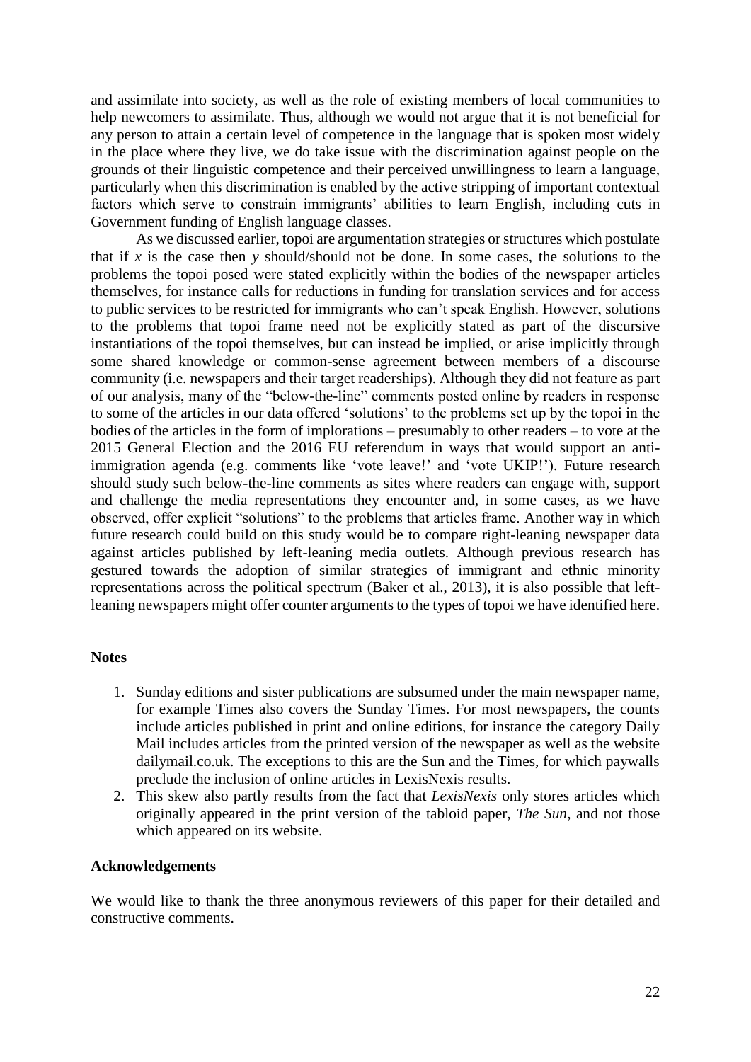and assimilate into society, as well as the role of existing members of local communities to help newcomers to assimilate. Thus, although we would not argue that it is not beneficial for any person to attain a certain level of competence in the language that is spoken most widely in the place where they live, we do take issue with the discrimination against people on the grounds of their linguistic competence and their perceived unwillingness to learn a language, particularly when this discrimination is enabled by the active stripping of important contextual factors which serve to constrain immigrants' abilities to learn English, including cuts in Government funding of English language classes.

As we discussed earlier, topoi are argumentation strategies or structures which postulate that if *x* is the case then *y* should/should not be done. In some cases, the solutions to the problems the topoi posed were stated explicitly within the bodies of the newspaper articles themselves, for instance calls for reductions in funding for translation services and for access to public services to be restricted for immigrants who can't speak English. However, solutions to the problems that topoi frame need not be explicitly stated as part of the discursive instantiations of the topoi themselves, but can instead be implied, or arise implicitly through some shared knowledge or common-sense agreement between members of a discourse community (i.e. newspapers and their target readerships). Although they did not feature as part of our analysis, many of the "below-the-line" comments posted online by readers in response to some of the articles in our data offered 'solutions' to the problems set up by the topoi in the bodies of the articles in the form of implorations – presumably to other readers – to vote at the 2015 General Election and the 2016 EU referendum in ways that would support an anti-immigration agenda (e.g. comments like 'vote leave!' and 'vote UKIP!'). Future research should study such below-the-line comments as sites where readers can engage with, support and challenge the media representations they encounter and, in some cases, as we have observed, offer explicit "solutions" to the problems that articles frame. Another way in which future research could build on this study would be to compare right-leaning newspaper data against articles published by left-leaning media outlets. Although previous research has gestured towards the adoption of similar strategies of immigrant and ethnic minority representations across the political spectrum (Baker et al., 2013), it is also possible that left-leaning newspapers might offer counter arguments to the types of topoi we have identified here.

## Notes

1. Sunday editions and sister publications are subsumed under the main newspaper name, for example Times also covers the Sunday Times. For most newspapers, the counts include articles published in print and online editions, for instance the category Daily Mail includes articles from the printed version of the newspaper as well as the website dailymail.co.uk. The exceptions to this are the Sun and the Times, for which paywalls preclude the inclusion of online articles in LexisNexis results.
2. This skew also partly results from the fact that *LexisNexis* only stores articles which originally appeared in the print version of the tabloid paper, *The Sun*, and not those which appeared on its website.

## Acknowledgements

We would like to thank the three anonymous reviewers of this paper for their detailed and constructive comments.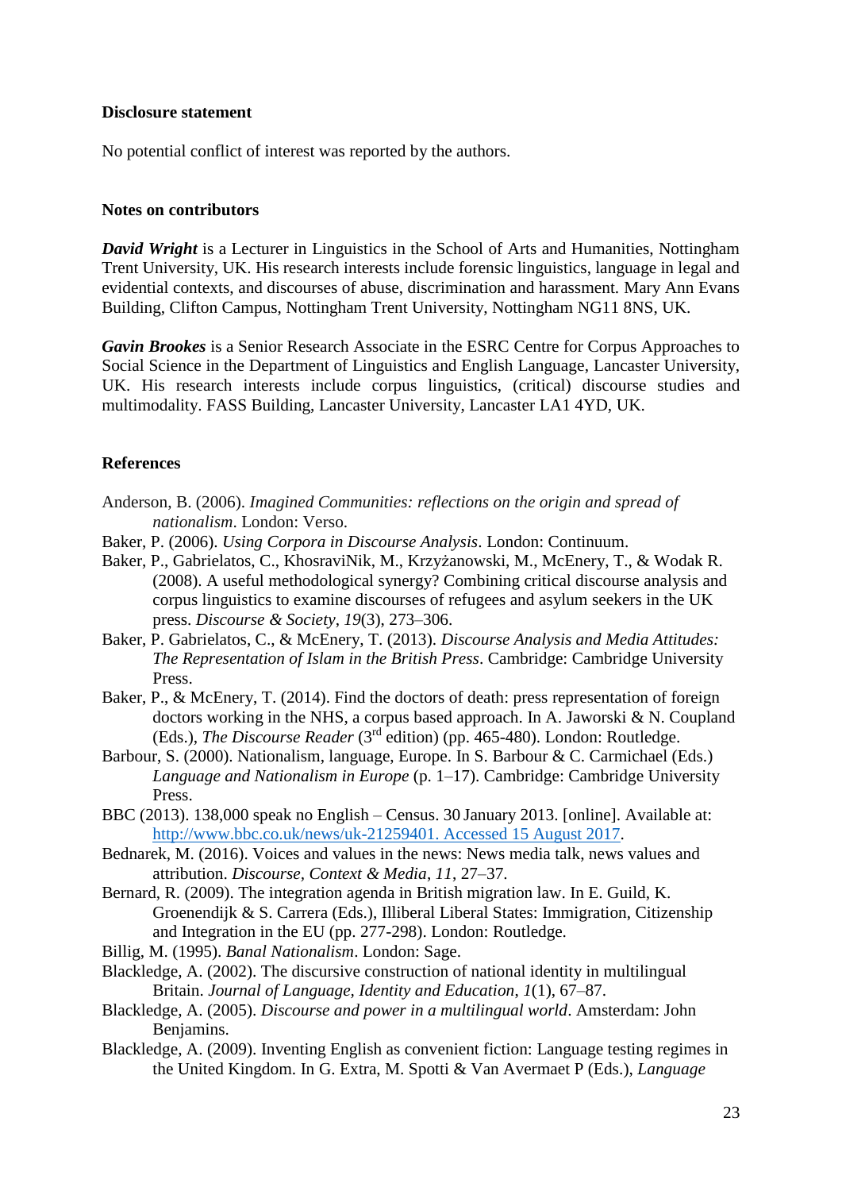### Disclosure statement

No potential conflict of interest was reported by the authors.

### Notes on contributors

***David Wright*** is a Lecturer in Linguistics in the School of Arts and Humanities, Nottingham Trent University, UK. His research interests include forensic linguistics, language in legal and evidential contexts, and discourses of abuse, discrimination and harassment. Mary Ann Evans Building, Clifton Campus, Nottingham Trent University, Nottingham NG11 8NS, UK.

***Gavin Brookes*** is a Senior Research Associate in the ESRC Centre for Corpus Approaches to Social Science in the Department of Linguistics and English Language, Lancaster University, UK. His research interests include corpus linguistics, (critical) discourse studies and multimodality. FASS Building, Lancaster University, Lancaster LA1 4YD, UK.

### References

Anderson, B. (2006). *Imagined Communities: reflections on the origin and spread of nationalism*. London: Verso.

Baker, P. (2006). *Using Corpora in Discourse Analysis*. London: Continuum.

Baker, P., Gabrielatos, C., KhosraviNik, M., Krzyżanowski, M., McEnery, T., & Wodak R. (2008). A useful methodological synergy? Combining critical discourse analysis and corpus linguistics to examine discourses of refugees and asylum seekers in the UK press. *Discourse & Society*, *19*(3), 273–306.

Baker, P. Gabrielatos, C., & McEnery, T. (2013). *Discourse Analysis and Media Attitudes: The Representation of Islam in the British Press*. Cambridge: Cambridge University Press.

Baker, P., & McEnery, T. (2014). Find the doctors of death: press representation of foreign doctors working in the NHS, a corpus based approach. In A. Jaworski & N. Coupland (Eds.), *The Discourse Reader* (3rd edition) (pp. 465-480). London: Routledge.

Barbour, S. (2000). Nationalism, language, Europe. In S. Barbour & C. Carmichael (Eds.) *Language and Nationalism in Europe* (p. 1–17). Cambridge: Cambridge University Press.

BBC (2013). 138,000 speak no English – Census. 30 January 2013. [online]. Available at: http://www.bbc.co.uk/news/uk-21259401. Accessed 15 August 2017.

Bednarek, M. (2016). Voices and values in the news: News media talk, news values and attribution. *Discourse, Context & Media*, *11*, 27–37.

Bernard, R. (2009). The integration agenda in British migration law. In E. Guild, K. Groenendijk & S. Carrera (Eds.), Illiberal Liberal States: Immigration, Citizenship and Integration in the EU (pp. 277-298). London: Routledge.

Billig, M. (1995). *Banal Nationalism*. London: Sage.

Blackledge, A. (2002). The discursive construction of national identity in multilingual Britain. *Journal of Language, Identity and Education*, *1*(1), 67–87.

Blackledge, A. (2005). *Discourse and power in a multilingual world*. Amsterdam: John Benjamins.

Blackledge, A. (2009). Inventing English as convenient fiction: Language testing regimes in the United Kingdom. In G. Extra, M. Spotti & Van Avermaet P (Eds.), *Language*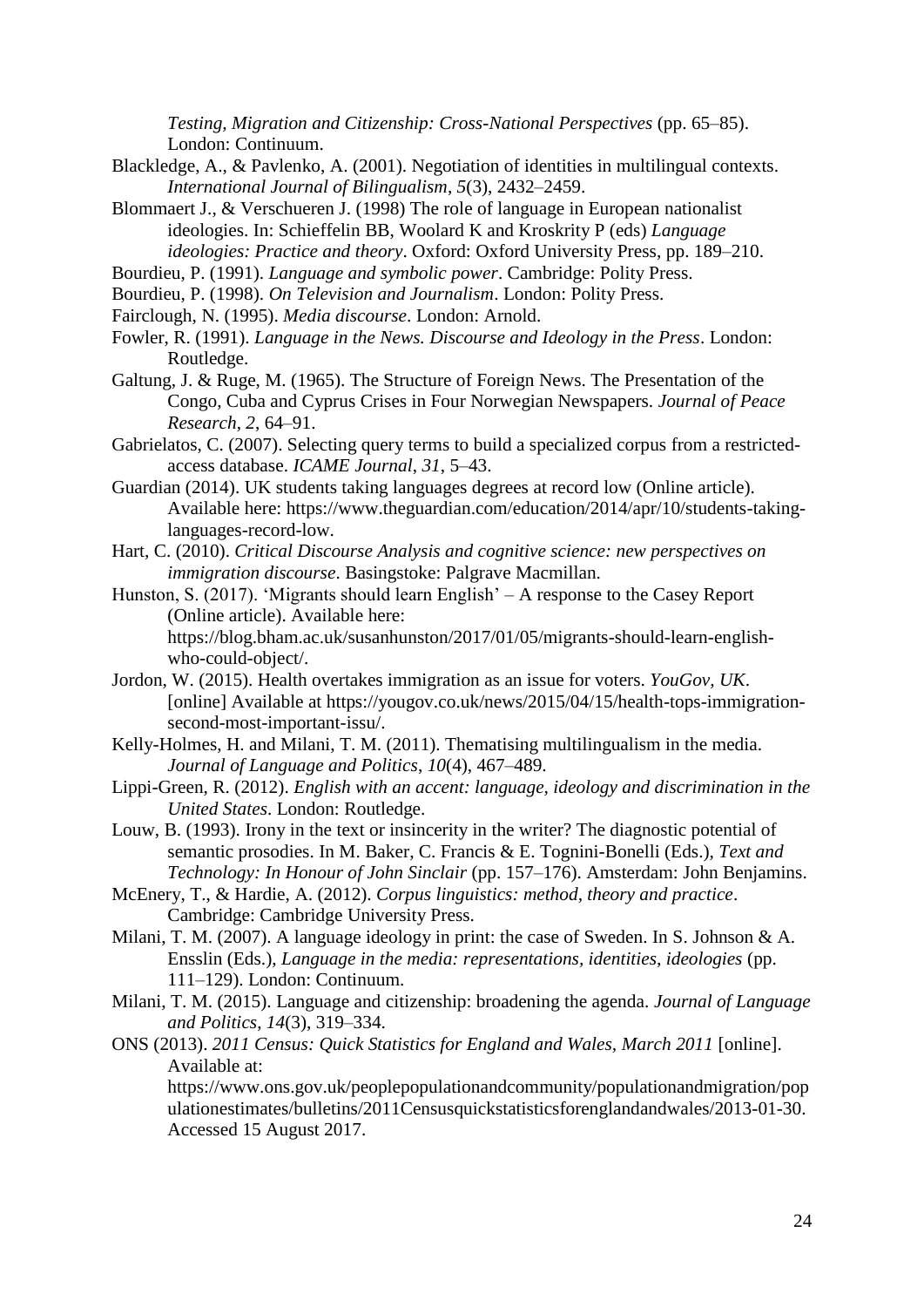*Testing, Migration and Citizenship: Cross-National Perspectives* (pp. 65–85). London: Continuum.

Blackledge, A., & Pavlenko, A. (2001). Negotiation of identities in multilingual contexts. *International Journal of Bilingualism*, *5*(3), 2432–2459.

Blommaert J., & Verschueren J. (1998) The role of language in European nationalist ideologies. In: Schieffelin BB, Woolard K and Kroskrity P (eds) *Language ideologies: Practice and theory*. Oxford: Oxford University Press, pp. 189–210.

Bourdieu, P. (1991). *Language and symbolic power*. Cambridge: Polity Press.

Bourdieu, P. (1998). *On Television and Journalism*. London: Polity Press.

Fairclough, N. (1995). *Media discourse*. London: Arnold.

Fowler, R. (1991). *Language in the News. Discourse and Ideology in the Press*. London: Routledge.

Galtung, J. & Ruge, M. (1965). The Structure of Foreign News. The Presentation of the Congo, Cuba and Cyprus Crises in Four Norwegian Newspapers. *Journal of Peace Research*, *2*, 64–91.

Gabrielatos, C. (2007). Selecting query terms to build a specialized corpus from a restricted-access database. *ICAME Journal*, *31*, 5–43.

Guardian (2014). UK students taking languages degrees at record low (Online article). Available here: https://www.theguardian.com/education/2014/apr/10/students-taking-languages-record-low.

Hart, C. (2010). *Critical Discourse Analysis and cognitive science: new perspectives on immigration discourse*. Basingstoke: Palgrave Macmillan.

Hunston, S. (2017). 'Migrants should learn English' – A response to the Casey Report (Online article). Available here: https://blog.bham.ac.uk/susanhunston/2017/01/05/migrants-should-learn-english-who-could-object/.

Jordon, W. (2015). Health overtakes immigration as an issue for voters. *YouGov, UK*. [online] Available at https://yougov.co.uk/news/2015/04/15/health-tops-immigration-second-most-important-issu/.

Kelly-Holmes, H. and Milani, T. M. (2011). Thematising multilingualism in the media. *Journal of Language and Politics*, *10*(4), 467–489.

Lippi-Green, R. (2012). *English with an accent: language, ideology and discrimination in the United States*. London: Routledge.

Louw, B. (1993). Irony in the text or insincerity in the writer? The diagnostic potential of semantic prosodies. In M. Baker, C. Francis & E. Tognini-Bonelli (Eds.), *Text and Technology: In Honour of John Sinclair* (pp. 157–176). Amsterdam: John Benjamins.

McEnery, T., & Hardie, A. (2012). *Corpus linguistics: method, theory and practice*. Cambridge: Cambridge University Press.

Milani, T. M. (2007). A language ideology in print: the case of Sweden. In S. Johnson & A. Ensslin (Eds.), *Language in the media: representations, identities, ideologies* (pp. 111–129). London: Continuum.

Milani, T. M. (2015). Language and citizenship: broadening the agenda. *Journal of Language and Politics*, *14*(3), 319–334.

ONS (2013). *2011 Census: Quick Statistics for England and Wales, March 2011* [online]. Available at: https://www.ons.gov.uk/peoplepopulationandcommunity/populationandmigration/populationestimates/bulletins/2011Censusquickstatisticsforenglandandwales/2013-01-30. Accessed 15 August 2017.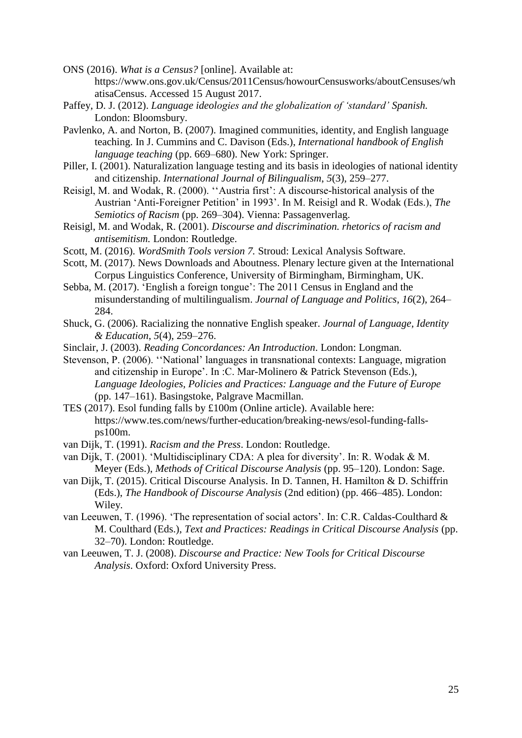ONS (2016). *What is a Census?* [online]. Available at: https://www.ons.gov.uk/Census/2011Census/howourCensusworks/aboutCensuses/whatisaCensus. Accessed 15 August 2017.

Paffey, D. J. (2012). *Language ideologies and the globalization of 'standard' Spanish.* London: Bloomsbury.

Pavlenko, A. and Norton, B. (2007). Imagined communities, identity, and English language teaching. In J. Cummins and C. Davison (Eds.), *International handbook of English language teaching* (pp. 669–680). New York: Springer.

Piller, I. (2001). Naturalization language testing and its basis in ideologies of national identity and citizenship. *International Journal of Bilingualism*, *5*(3), 259–277.

Reisigl, M. and Wodak, R. (2000). ''Austria first': A discourse-historical analysis of the Austrian 'Anti-Foreigner Petition' in 1993'. In M. Reisigl and R. Wodak (Eds.), *The Semiotics of Racism* (pp. 269–304). Vienna: Passagenverlag.

Reisigl, M. and Wodak, R. (2001). *Discourse and discrimination. rhetorics of racism and antisemitism.* London: Routledge.

Scott, M. (2016). *WordSmith Tools version 7.* Stroud: Lexical Analysis Software.

Scott, M. (2017). News Downloads and Aboutness. Plenary lecture given at the International Corpus Linguistics Conference, University of Birmingham, Birmingham, UK.

Sebba, M. (2017). 'English a foreign tongue': The 2011 Census in England and the misunderstanding of multilingualism. *Journal of Language and Politics*, *16*(2), 264–284.

Shuck, G. (2006). Racializing the nonnative English speaker. *Journal of Language, Identity & Education*, *5*(4), 259–276.

Sinclair, J. (2003). *Reading Concordances: An Introduction*. London: Longman.

Stevenson, P. (2006). ''National' languages in transnational contexts: Language, migration and citizenship in Europe'. In :C. Mar-Molinero & Patrick Stevenson (Eds.), *Language Ideologies, Policies and Practices: Language and the Future of Europe* (pp. 147–161). Basingstoke, Palgrave Macmillan.

TES (2017). Esol funding falls by £100m (Online article). Available here: https://www.tes.com/news/further-education/breaking-news/esol-funding-falls-ps100m.

van Dijk, T. (1991). *Racism and the Press*. London: Routledge.

van Dijk, T. (2001). 'Multidisciplinary CDA: A plea for diversity'. In: R. Wodak & M. Meyer (Eds.), *Methods of Critical Discourse Analysis* (pp. 95–120). London: Sage.

van Dijk, T. (2015). Critical Discourse Analysis. In D. Tannen, H. Hamilton & D. Schiffrin (Eds.), *The Handbook of Discourse Analysis* (2nd edition) (pp. 466–485). London: Wiley.

van Leeuwen, T. (1996). 'The representation of social actors'. In: C.R. Caldas-Coulthard & M. Coulthard (Eds.), *Text and Practices: Readings in Critical Discourse Analysis* (pp. 32–70). London: Routledge.

van Leeuwen, T. J. (2008). *Discourse and Practice: New Tools for Critical Discourse Analysis*. Oxford: Oxford University Press.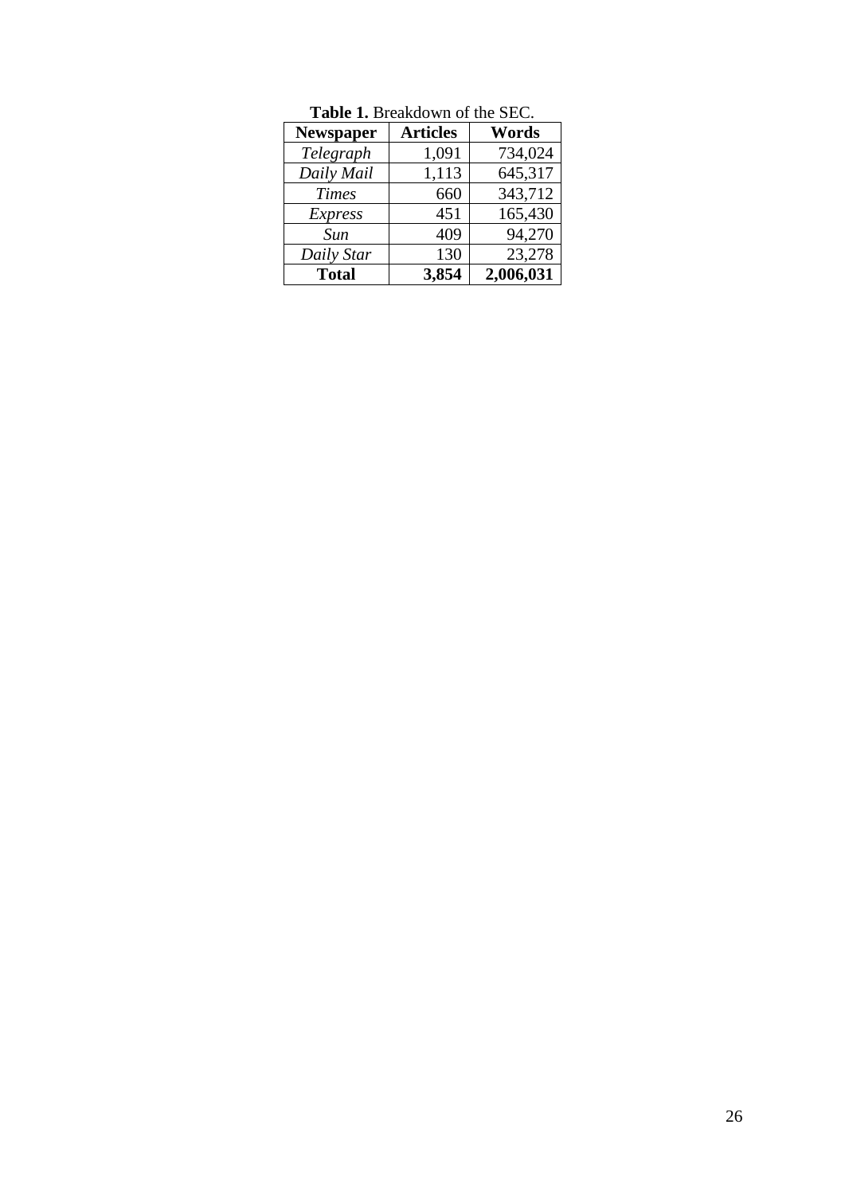**Table 1.** Breakdown of the SEC.

| **Newspaper** | **Articles** | **Words** |
|---|---|---|
| *Telegraph* | 1,091 | 734,024 |
| *Daily Mail* | 1,113 | 645,317 |
| *Times* | 660 | 343,712 |
| *Express* | 451 | 165,430 |
| *Sun* | 409 | 94,270 |
| *Daily Star* | 130 | 23,278 |
| **Total** | **3,854** | **2,006,031** |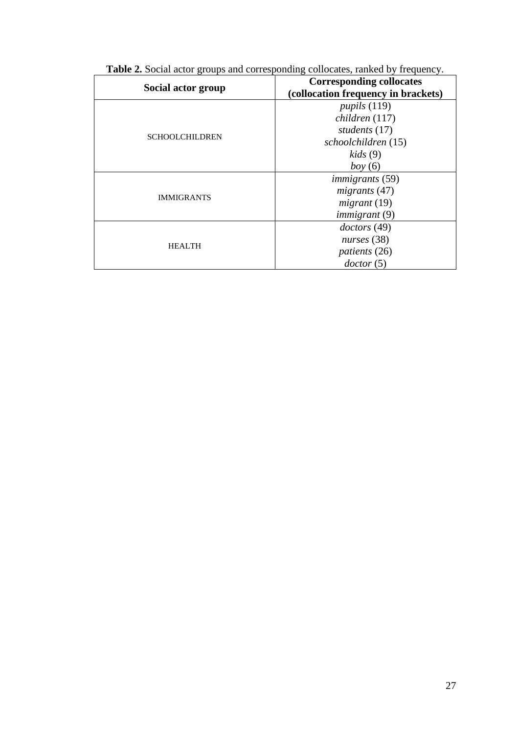**Table 2.** Social actor groups and corresponding collocates, ranked by frequency.

| Social actor group | Corresponding collocates (collocation frequency in brackets) |
|---|---|
| SCHOOLCHILDREN | *pupils* (119)<br>*children* (117)<br>*students* (17)<br>*schoolchildren* (15)<br>*kids* (9)<br>*boy* (6) |
| IMMIGRANTS | *immigrants* (59)<br>*migrants* (47)<br>*migrant* (19)<br>*immigrant* (9) |
| HEALTH | *doctors* (49)<br>*nurses* (38)<br>*patients* (26)<br>*doctor* (5) |